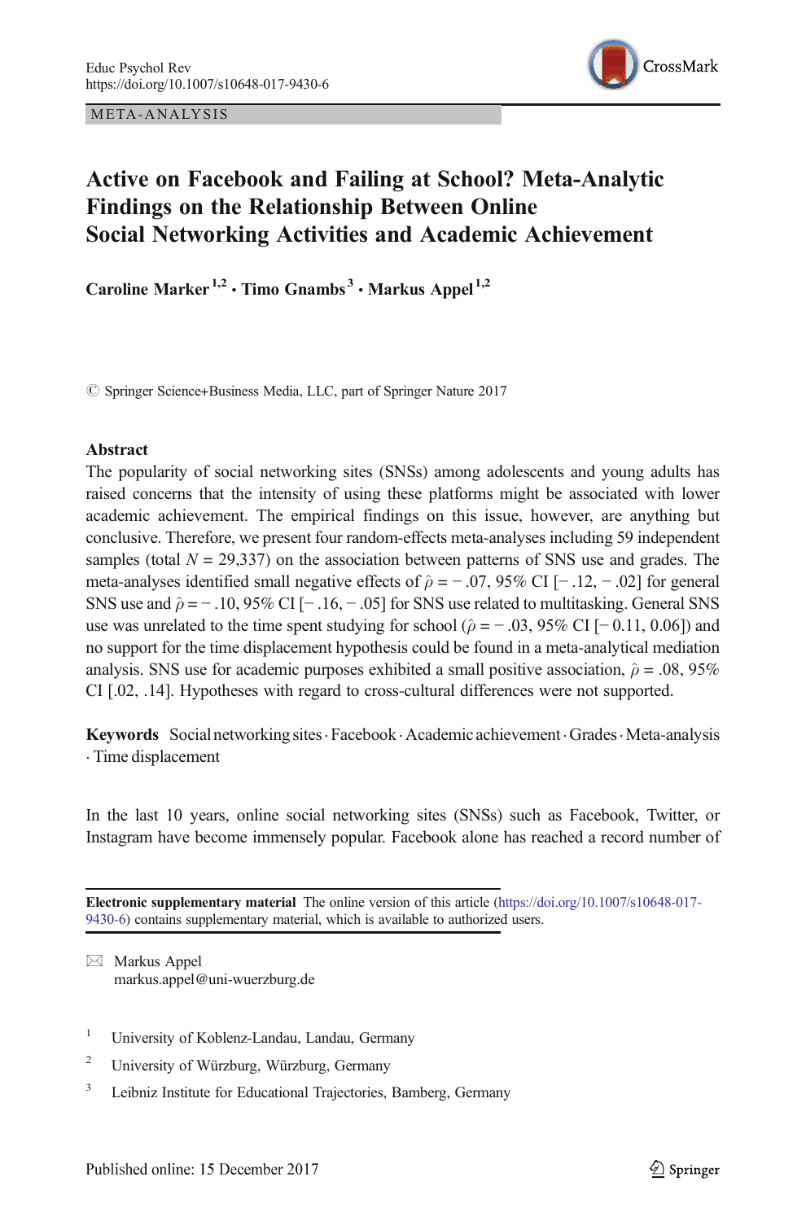Educ Psychol Rev
https://doi.org/10.1007/s10648-017-9430-6

META-ANALYSIS

# Active on Facebook and Failing at School? Meta-Analytic Findings on the Relationship Between Online Social Networking Activities and Academic Achievement

**Caroline Marker[1,2] · Timo Gnambs[3] · Markus Appel[1,2]**

© Springer Science+Business Media, LLC, part of Springer Nature 2017

### Abstract

The popularity of social networking sites (SNSs) among adolescents and young adults has raised concerns that the intensity of using these platforms might be associated with lower academic achievement. The empirical findings on this issue, however, are anything but conclusive. Therefore, we present four random-effects meta-analyses including 59 independent samples (total $N = 29{,}337$) on the association between patterns of SNS use and grades. The meta-analyses identified small negative effects of $\hat{\rho} = -.07$, 95% CI [−.12, −.02] for general SNS use and $\hat{\rho} = -.10$, 95% CI [−.16, −.05] for SNS use related to multitasking. General SNS use was unrelated to the time spent studying for school ($\hat{\rho} = -.03$, 95% CI [−0.11, 0.06]) and no support for the time displacement hypothesis could be found in a meta-analytical mediation analysis. SNS use for academic purposes exhibited a small positive association, $\hat{\rho} = .08$, 95% CI [.02, .14]. Hypotheses with regard to cross-cultural differences were not supported.

**Keywords** Social networking sites · Facebook · Academic achievement · Grades · Meta-analysis · Time displacement

In the last 10 years, online social networking sites (SNSs) such as Facebook, Twitter, or Instagram have become immensely popular. Facebook alone has reached a record number of

---

**Electronic supplementary material** The online version of this article (https://doi.org/10.1007/s10648-017-9430-6) contains supplementary material, which is available to authorized users.

✉ Markus Appel
markus.appel@uni-wuerzburg.de

[1] University of Koblenz-Landau, Landau, Germany

[2] University of Würzburg, Würzburg, Germany

[3] Leibniz Institute for Educational Trajectories, Bamberg, Germany

Published online: 15 December 2017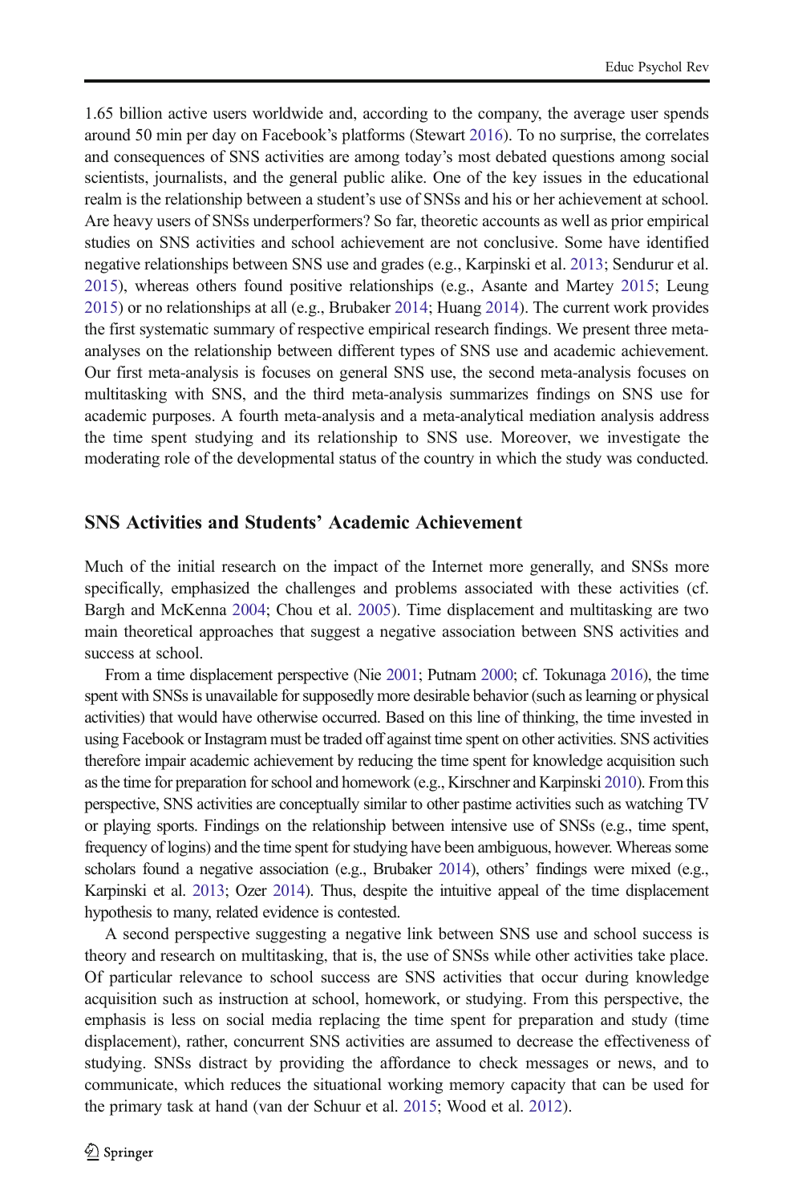1.65 billion active users worldwide and, according to the company, the average user spends around 50 min per day on Facebook's platforms (Stewart 2016). To no surprise, the correlates and consequences of SNS activities are among today's most debated questions among social scientists, journalists, and the general public alike. One of the key issues in the educational realm is the relationship between a student's use of SNSs and his or her achievement at school. Are heavy users of SNSs underperformers? So far, theoretic accounts as well as prior empirical studies on SNS activities and school achievement are not conclusive. Some have identified negative relationships between SNS use and grades (e.g., Karpinski et al. 2013; Sendurur et al. 2015), whereas others found positive relationships (e.g., Asante and Martey 2015; Leung 2015) or no relationships at all (e.g., Brubaker 2014; Huang 2014). The current work provides the first systematic summary of respective empirical research findings. We present three meta-analyses on the relationship between different types of SNS use and academic achievement. Our first meta-analysis is focuses on general SNS use, the second meta-analysis focuses on multitasking with SNS, and the third meta-analysis summarizes findings on SNS use for academic purposes. A fourth meta-analysis and a meta-analytical mediation analysis address the time spent studying and its relationship to SNS use. Moreover, we investigate the moderating role of the developmental status of the country in which the study was conducted.

## SNS Activities and Students' Academic Achievement

Much of the initial research on the impact of the Internet more generally, and SNSs more specifically, emphasized the challenges and problems associated with these activities (cf. Bargh and McKenna 2004; Chou et al. 2005). Time displacement and multitasking are two main theoretical approaches that suggest a negative association between SNS activities and success at school.

From a time displacement perspective (Nie 2001; Putnam 2000; cf. Tokunaga 2016), the time spent with SNSs is unavailable for supposedly more desirable behavior (such as learning or physical activities) that would have otherwise occurred. Based on this line of thinking, the time invested in using Facebook or Instagram must be traded off against time spent on other activities. SNS activities therefore impair academic achievement by reducing the time spent for knowledge acquisition such as the time for preparation for school and homework (e.g., Kirschner and Karpinski 2010). From this perspective, SNS activities are conceptually similar to other pastime activities such as watching TV or playing sports. Findings on the relationship between intensive use of SNSs (e.g., time spent, frequency of logins) and the time spent for studying have been ambiguous, however. Whereas some scholars found a negative association (e.g., Brubaker 2014), others' findings were mixed (e.g., Karpinski et al. 2013; Ozer 2014). Thus, despite the intuitive appeal of the time displacement hypothesis to many, related evidence is contested.

A second perspective suggesting a negative link between SNS use and school success is theory and research on multitasking, that is, the use of SNSs while other activities take place. Of particular relevance to school success are SNS activities that occur during knowledge acquisition such as instruction at school, homework, or studying. From this perspective, the emphasis is less on social media replacing the time spent for preparation and study (time displacement), rather, concurrent SNS activities are assumed to decrease the effectiveness of studying. SNSs distract by providing the affordance to check messages or news, and to communicate, which reduces the situational working memory capacity that can be used for the primary task at hand (van der Schuur et al. 2015; Wood et al. 2012).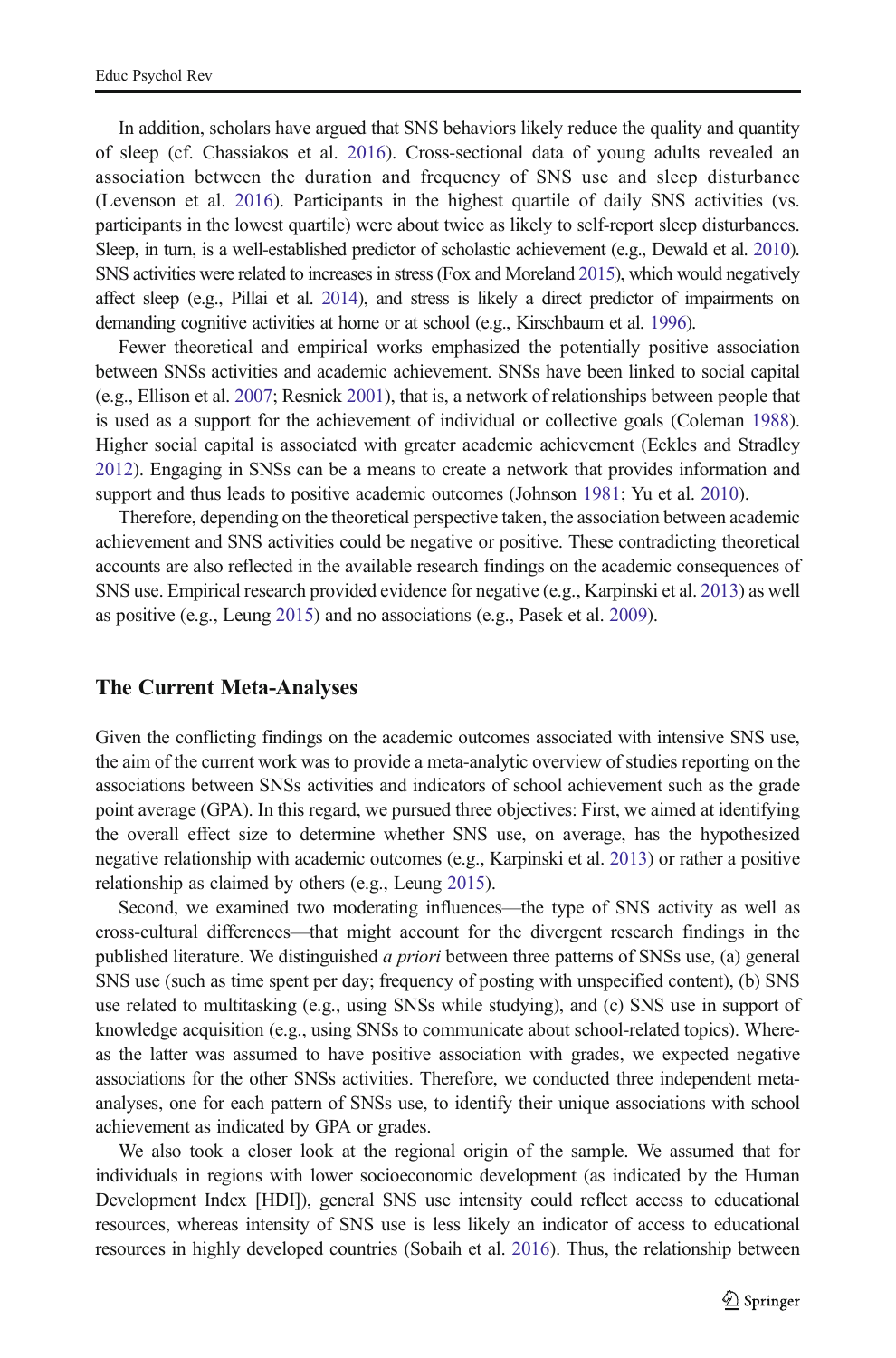In addition, scholars have argued that SNS behaviors likely reduce the quality and quantity of sleep (cf. Chassiakos et al. 2016). Cross-sectional data of young adults revealed an association between the duration and frequency of SNS use and sleep disturbance (Levenson et al. 2016). Participants in the highest quartile of daily SNS activities (vs. participants in the lowest quartile) were about twice as likely to self-report sleep disturbances. Sleep, in turn, is a well-established predictor of scholastic achievement (e.g., Dewald et al. 2010). SNS activities were related to increases in stress (Fox and Moreland 2015), which would negatively affect sleep (e.g., Pillai et al. 2014), and stress is likely a direct predictor of impairments on demanding cognitive activities at home or at school (e.g., Kirschbaum et al. 1996).

Fewer theoretical and empirical works emphasized the potentially positive association between SNSs activities and academic achievement. SNSs have been linked to social capital (e.g., Ellison et al. 2007; Resnick 2001), that is, a network of relationships between people that is used as a support for the achievement of individual or collective goals (Coleman 1988). Higher social capital is associated with greater academic achievement (Eckles and Stradley 2012). Engaging in SNSs can be a means to create a network that provides information and support and thus leads to positive academic outcomes (Johnson 1981; Yu et al. 2010).

Therefore, depending on the theoretical perspective taken, the association between academic achievement and SNS activities could be negative or positive. These contradicting theoretical accounts are also reflected in the available research findings on the academic consequences of SNS use. Empirical research provided evidence for negative (e.g., Karpinski et al. 2013) as well as positive (e.g., Leung 2015) and no associations (e.g., Pasek et al. 2009).

## The Current Meta-Analyses

Given the conflicting findings on the academic outcomes associated with intensive SNS use, the aim of the current work was to provide a meta-analytic overview of studies reporting on the associations between SNSs activities and indicators of school achievement such as the grade point average (GPA). In this regard, we pursued three objectives: First, we aimed at identifying the overall effect size to determine whether SNS use, on average, has the hypothesized negative relationship with academic outcomes (e.g., Karpinski et al. 2013) or rather a positive relationship as claimed by others (e.g., Leung 2015).

Second, we examined two moderating influences—the type of SNS activity as well as cross-cultural differences—that might account for the divergent research findings in the published literature. We distinguished *a priori* between three patterns of SNSs use, (a) general SNS use (such as time spent per day; frequency of posting with unspecified content), (b) SNS use related to multitasking (e.g., using SNSs while studying), and (c) SNS use in support of knowledge acquisition (e.g., using SNSs to communicate about school-related topics). Whereas the latter was assumed to have positive association with grades, we expected negative associations for the other SNSs activities. Therefore, we conducted three independent meta-analyses, one for each pattern of SNSs use, to identify their unique associations with school achievement as indicated by GPA or grades.

We also took a closer look at the regional origin of the sample. We assumed that for individuals in regions with lower socioeconomic development (as indicated by the Human Development Index [HDI]), general SNS use intensity could reflect access to educational resources, whereas intensity of SNS use is less likely an indicator of access to educational resources in highly developed countries (Sobaih et al. 2016). Thus, the relationship between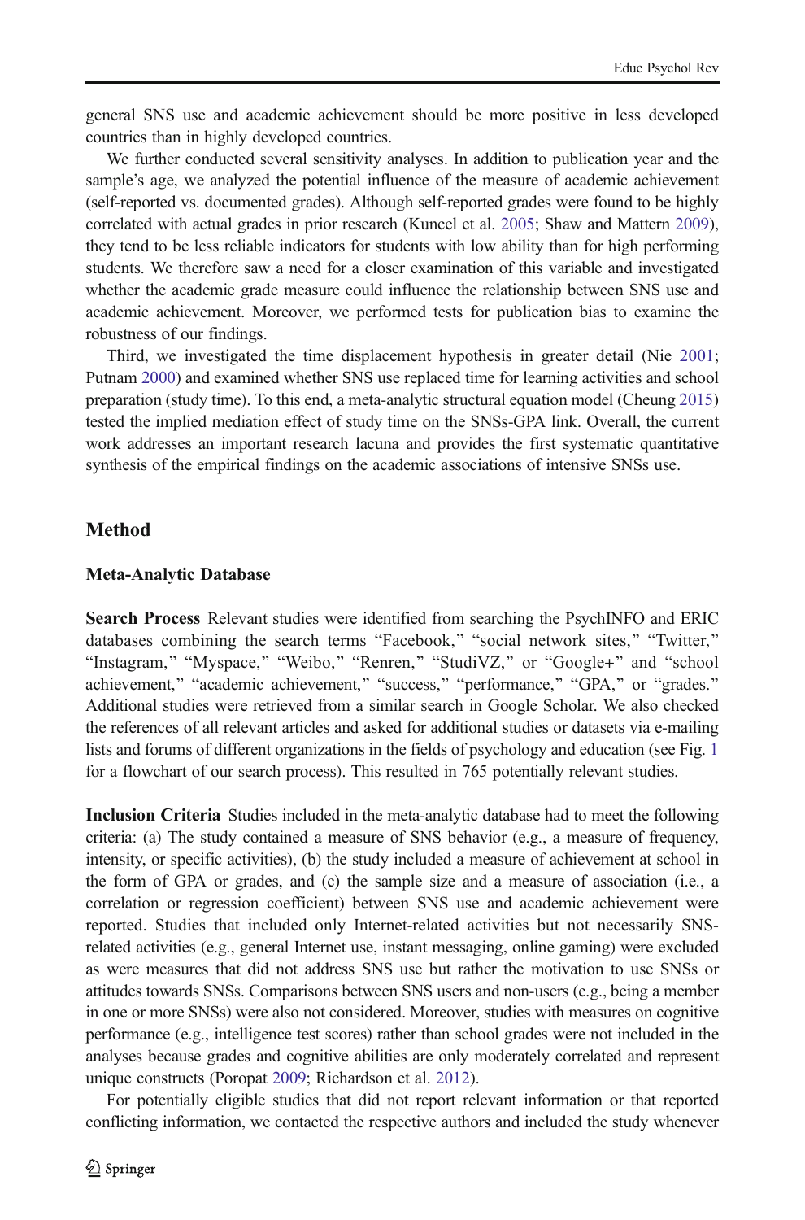general SNS use and academic achievement should be more positive in less developed countries than in highly developed countries.

We further conducted several sensitivity analyses. In addition to publication year and the sample's age, we analyzed the potential influence of the measure of academic achievement (self-reported vs. documented grades). Although self-reported grades were found to be highly correlated with actual grades in prior research (Kuncel et al. 2005; Shaw and Mattern 2009), they tend to be less reliable indicators for students with low ability than for high performing students. We therefore saw a need for a closer examination of this variable and investigated whether the academic grade measure could influence the relationship between SNS use and academic achievement. Moreover, we performed tests for publication bias to examine the robustness of our findings.

Third, we investigated the time displacement hypothesis in greater detail (Nie 2001; Putnam 2000) and examined whether SNS use replaced time for learning activities and school preparation (study time). To this end, a meta-analytic structural equation model (Cheung 2015) tested the implied mediation effect of study time on the SNSs-GPA link. Overall, the current work addresses an important research lacuna and provides the first systematic quantitative synthesis of the empirical findings on the academic associations of intensive SNSs use.

## Method

### Meta-Analytic Database

**Search Process** Relevant studies were identified from searching the PsychINFO and ERIC databases combining the search terms "Facebook," "social network sites," "Twitter," "Instagram," "Myspace," "Weibo," "Renren," "StudiVZ," or "Google+" and "school achievement," "academic achievement," "success," "performance," "GPA," or "grades." Additional studies were retrieved from a similar search in Google Scholar. We also checked the references of all relevant articles and asked for additional studies or datasets via e-mailing lists and forums of different organizations in the fields of psychology and education (see Fig. 1 for a flowchart of our search process). This resulted in 765 potentially relevant studies.

**Inclusion Criteria** Studies included in the meta-analytic database had to meet the following criteria: (a) The study contained a measure of SNS behavior (e.g., a measure of frequency, intensity, or specific activities), (b) the study included a measure of achievement at school in the form of GPA or grades, and (c) the sample size and a measure of association (i.e., a correlation or regression coefficient) between SNS use and academic achievement were reported. Studies that included only Internet-related activities but not necessarily SNS-related activities (e.g., general Internet use, instant messaging, online gaming) were excluded as were measures that did not address SNS use but rather the motivation to use SNSs or attitudes towards SNSs. Comparisons between SNS users and non-users (e.g., being a member in one or more SNSs) were also not considered. Moreover, studies with measures on cognitive performance (e.g., intelligence test scores) rather than school grades were not included in the analyses because grades and cognitive abilities are only moderately correlated and represent unique constructs (Poropat 2009; Richardson et al. 2012).

For potentially eligible studies that did not report relevant information or that reported conflicting information, we contacted the respective authors and included the study whenever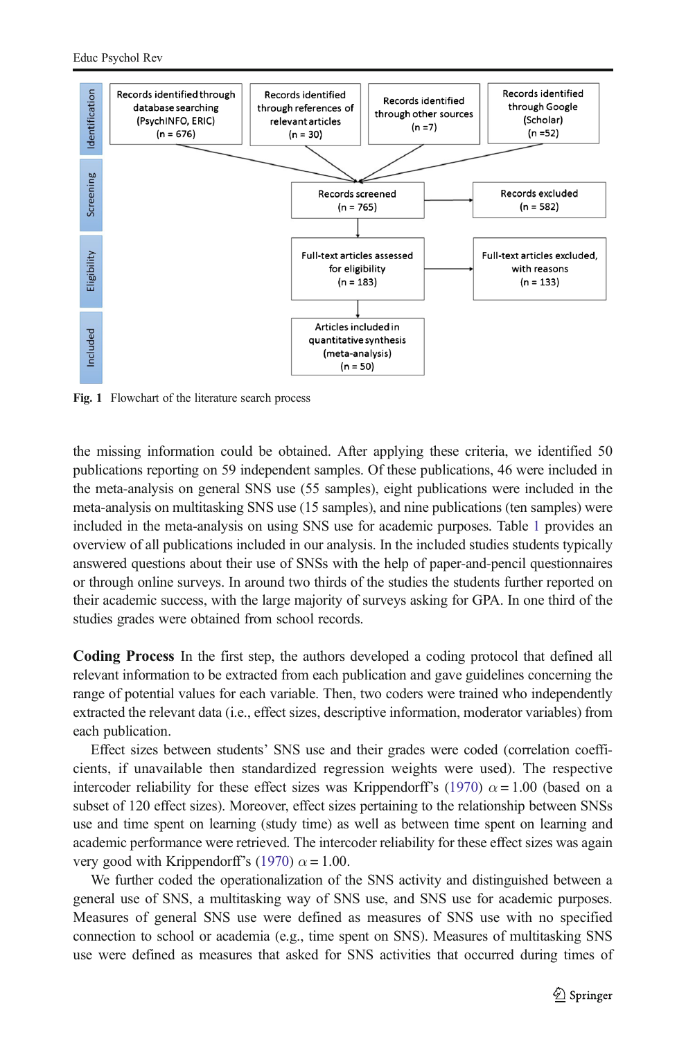Fig. 1 Flowchart of the literature search process

the missing information could be obtained. After applying these criteria, we identified 50 publications reporting on 59 independent samples. Of these publications, 46 were included in the meta-analysis on general SNS use (55 samples), eight publications were included in the meta-analysis on multitasking SNS use (15 samples), and nine publications (ten samples) were included in the meta-analysis on using SNS use for academic purposes. Table 1 provides an overview of all publications included in our analysis. In the included studies students typically answered questions about their use of SNSs with the help of paper-and-pencil questionnaires or through online surveys. In around two thirds of the studies the students further reported on their academic success, with the large majority of surveys asking for GPA. In one third of the studies grades were obtained from school records.

**Coding Process** In the first step, the authors developed a coding protocol that defined all relevant information to be extracted from each publication and gave guidelines concerning the range of potential values for each variable. Then, two coders were trained who independently extracted the relevant data (i.e., effect sizes, descriptive information, moderator variables) from each publication.

Effect sizes between students' SNS use and their grades were coded (correlation coefficients, if unavailable then standardized regression weights were used). The respective intercoder reliability for these effect sizes was Krippendorff's (1970) $\alpha = 1.00$ (based on a subset of 120 effect sizes). Moreover, effect sizes pertaining to the relationship between SNSs use and time spent on learning (study time) as well as between time spent on learning and academic performance were retrieved. The intercoder reliability for these effect sizes was again very good with Krippendorff's (1970) $\alpha = 1.00$.

We further coded the operationalization of the SNS activity and distinguished between a general use of SNS, a multitasking way of SNS use, and SNS use for academic purposes. Measures of general SNS use were defined as measures of SNS use with no specified connection to school or academia (e.g., time spent on SNS). Measures of multitasking SNS use were defined as measures that asked for SNS activities that occurred during times of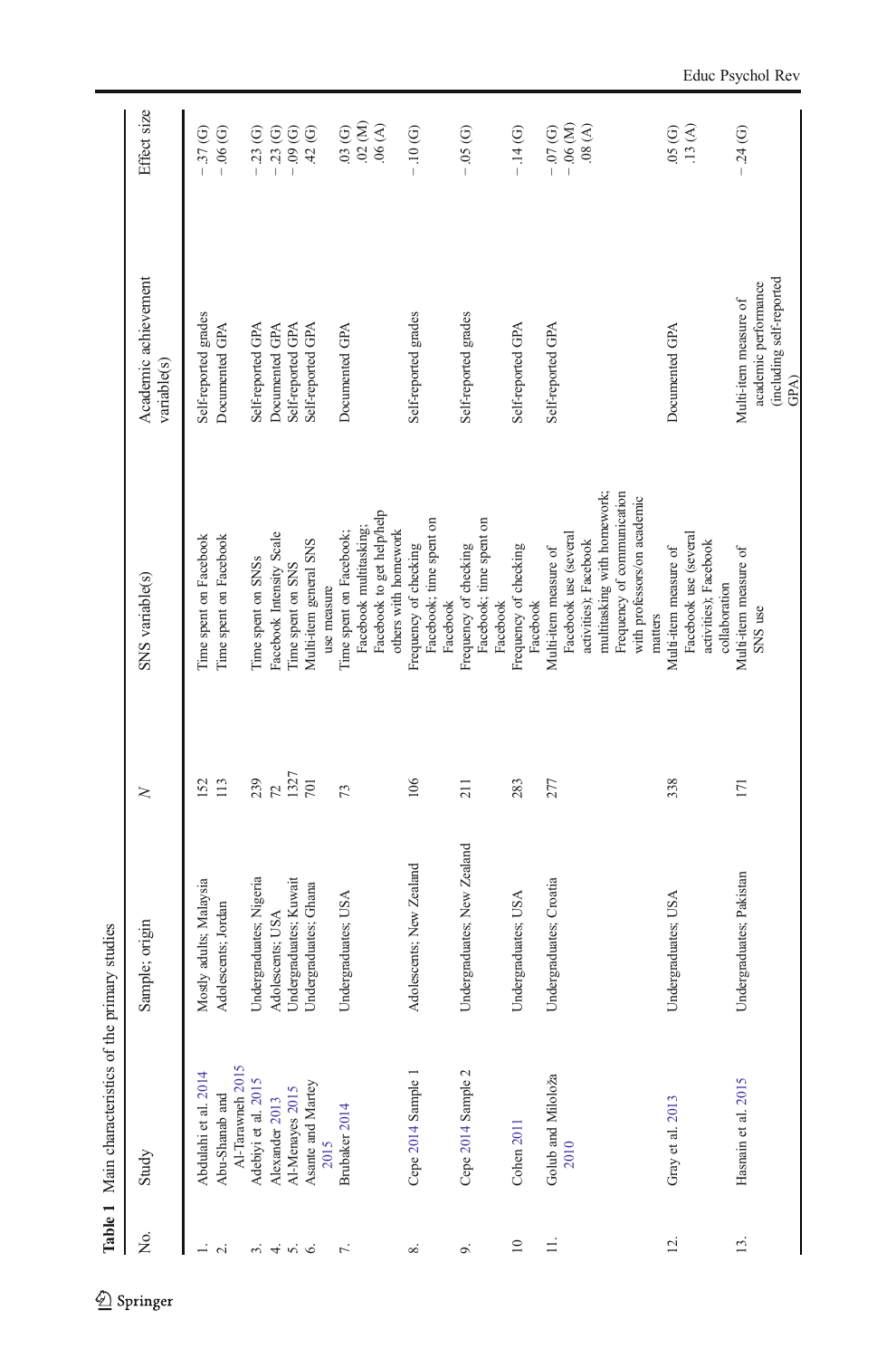**Table 1** Main characteristics of the primary studies

| No. | Study | Sample; origin | N | SNS variable(s) | Academic achievement variable(s) | Effect size |
|---|---|---|---|---|---|---|
| 1. | Abdulahi et al. 2014 | Mostly adults; Malaysia | 152 | Time spent on Facebook | Self-reported grades | −.37 (G) |
| 2. | Abu-Shanab and Al-Tarawneh 2015 | Adolescents; Jordan | 113 | Time spent on Facebook | Documented GPA | −.06 (G) |
| 3. | Adebiyi et al. 2015 | Undergraduates; Nigeria | 239 | Time spent on SNSs | Self-reported GPA | −.23 (G) |
| 4. | Alexander 2013 | Adolescents; USA | 72 | Facebook Intensity Scale | Documented GPA | −.23 (G) |
| 5. | Al-Menayes 2015 | Undergraduates; Kuwait | 1327 | Time spent on SNS | Self-reported GPA | −.09 (G) |
| 6. | Asante and Martey 2015 | Undergraduates; Ghana | 701 | Multi-item general SNS use measure | Self-reported GPA | .42 (G) |
| 7. | Brubaker 2014 | Undergraduates; USA | 73 | Time spent on Facebook; Facebook multitasking; Facebook to get help/help others with homework | Documented GPA | .03 (G)<br>.02 (M)<br>.06 (A) |
| 8. | Cepe 2014 Sample 1 | Adolescents; New Zealand | 106 | Frequency of checking Facebook; time spent on Facebook | Self-reported grades | −.10 (G) |
| 9. | Cepe 2014 Sample 2 | Undergraduates; New Zealand | 211 | Frequency of checking Facebook; time spent on Facebook | Self-reported grades | −.05 (G) |
| 10 | Cohen 2011 | Undergraduates; USA | 283 | Frequency of checking Facebook | Self-reported GPA | −.14 (G) |
| 11. | Golub and Miloloža 2010 | Undergraduates; Croatia | 277 | Multi-item measure of Facebook use (several activities); Facebook multitasking with homework; Frequency of communication with professors/on academic matters | Self-reported GPA | −.07 (G)<br>−.06 (M)<br>.08 (A) |
| 12. | Gray et al. 2013 | Undergraduates; USA | 338 | Multi-item measure of Facebook use (several activities); Facebook collaboration | Documented GPA | .05 (G)<br>.13 (A) |
| 13. | Hasnain et al. 2015 | Undergraduates; Pakistan | 171 | Multi-item measure of SNS use | Multi-item measure of academic performance (including self-reported GPA) | −.24 (G) |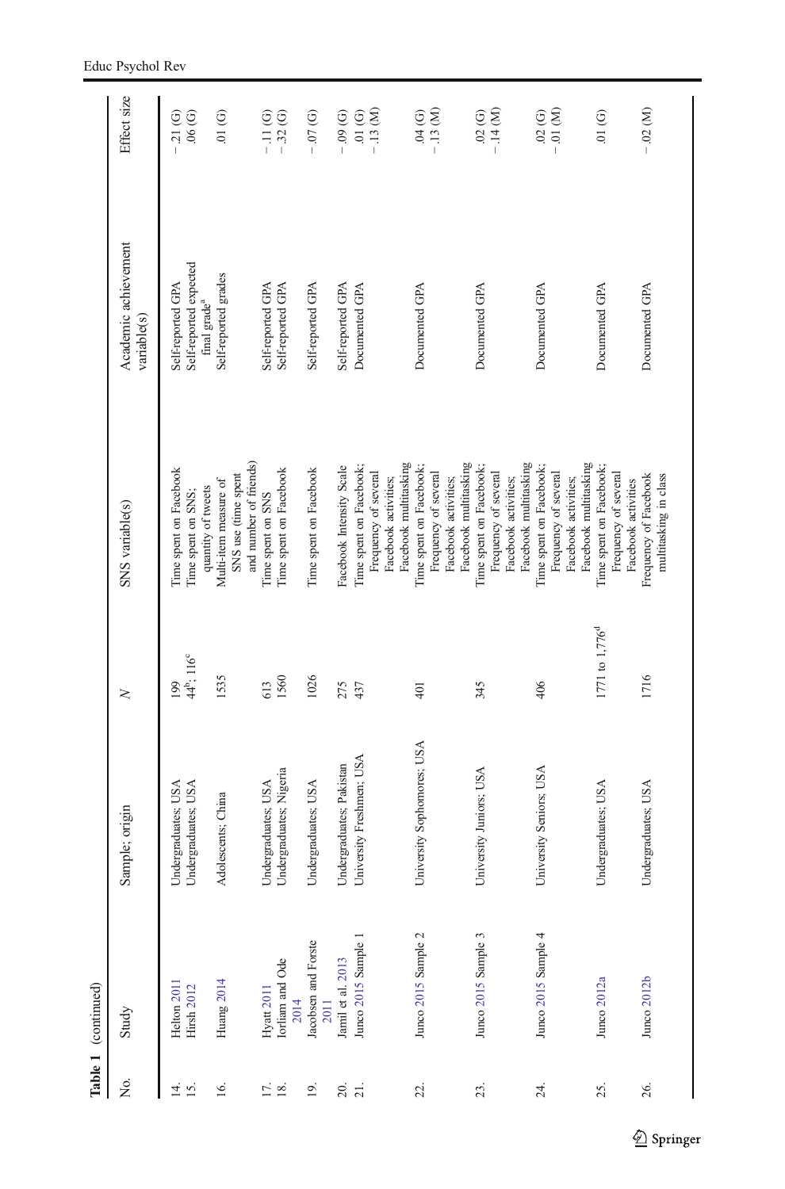**Table 1** (continued)

| No. | Study | Sample; origin | N | SNS variable(s) | Academic achievement variable(s) | Effect size |
|---|---|---|---|---|---|---|
| 14. | Helton 2011 | Undergraduates; USA | 199 | Time spent on Facebook | Self-reported GPA | −.21 (G) |
| 15. | Hirsh 2012 | Undergraduates; USA | 44[b]; 116[c] | Time spent on SNS; quantity of tweets | Self-reported expected final grade[a] | .06 (G) |
| 16. | Huang 2014 | Adolescents; China | 1535 | Multi-item measure of SNS use (time spent and number of friends) | Self-reported grades | .01 (G) |
| 17. | Hyatt 2011 | Undergraduates; USA | 613 | Time spent on SNS | Self-reported GPA | −.11 (G) |
| 18. | Iorliam and Ode 2014 | Undergraduates; Nigeria | 1560 | Time spent on Facebook | Self-reported GPA | −.32 (G) |
| 19. | Jacobsen and Forste 2011 | Undergraduates; USA | 1026 | Time spent on Facebook | Self-reported GPA | −.07 (G) |
| 20. | Jamil et al. 2013 | Undergraduates; Pakistan | 275 | Facebook Intensity Scale | Self-reported GPA | −.09 (G) |
| 21. | Junco 2015 Sample 1 | University Freshmen; USA | 437 | Time spent on Facebook; Frequency of several Facebook activities; Facebook multitasking | Documented GPA | .01 (G)<br>−.13 (M) |
| 22. | Junco 2015 Sample 2 | University Sophomores; USA | 401 | Time spent on Facebook; Frequency of several Facebook activities; Facebook multitasking | Documented GPA | .04 (G)<br>−.13 (M) |
| 23. | Junco 2015 Sample 3 | University Juniors; USA | 345 | Time spent on Facebook; Frequency of several Facebook activities; Facebook multitasking | Documented GPA | .02 (G)<br>−.14 (M) |
| 24. | Junco 2015 Sample 4 | University Seniors; USA | 406 | Time spent on Facebook; Frequency of several Facebook activities; Facebook multitasking | Documented GPA | .02 (G)<br>−.01 (M) |
| 25. | Junco 2012a | Undergraduates; USA | 1771 to 1,776[d] | Time spent on Facebook; Frequency of several Facebook activities | Documented GPA | .01 (G) |
| 26. | Junco 2012b | Undergraduates; USA | 1716 | Frequency of Facebook multitasking in class | Documented GPA | −.02 (M) |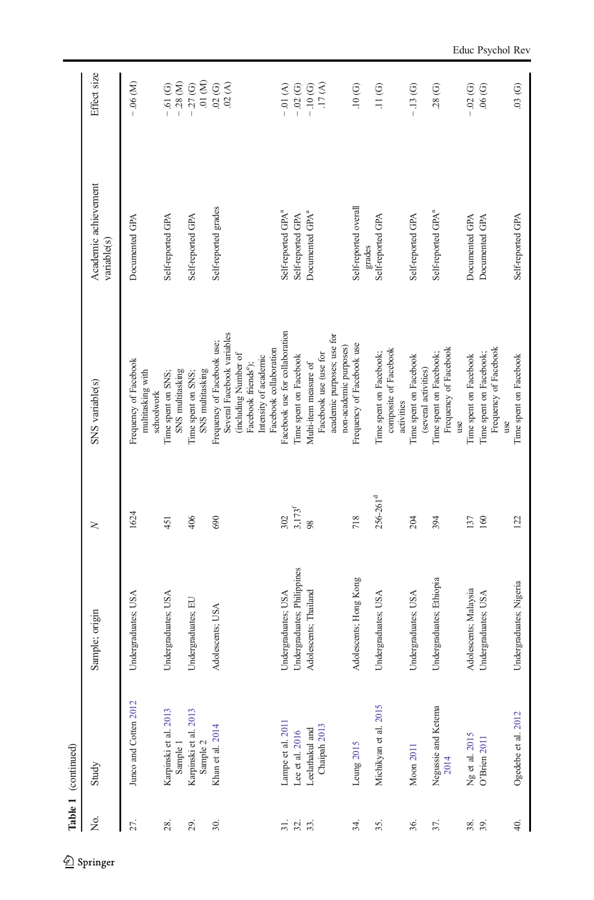**Table 1** (continued)

| No. | Study | Sample; origin | *N* | SNS variable(s) | Academic achievement variable(s) | Effect size |
|---|---|---|---|---|---|---|
| 27. | Junco and Cotten 2012 | Undergraduates; USA | 1624 | Frequency of Facebook multitasking with schoolwork | Documented GPA | − .06 (M) |
| 28. | Karpinski et al. 2013 Sample 1 | Undergraduates; USA | 451 | Time spent on SNS; SNS multitasking | Self-reported GPA | − .61 (G) − .28 (M) |
| 29. | Karpinski et al. 2013 Sample 2 | Undergraduates; EU | 406 | Time spent on SNS; SNS multitasking | Self-reported GPA | − .27 (G) .01 (M) |
| 30. | Khan et al. 2014 | Adolescents; USA | 690 | Frequency of Facebook use; Several Facebook variables (including Number of Facebook friends[e]); Intensity of academic Facebook collaboration | Self-reported grades | .02 (G) .02 (A) |
| 31. | Lampe et al. 2011 | Undergraduates; USA | 302 | Facebook use for collaboration | Self-reported GPA[a] | − .01 (A) |
| 32. | Lee et al. 2016 | Undergraduates; Philippines | 3,173[f] | Time spent on Facebook | Self-reported GPA | − .02 (G) |
| 33. | Leelathakul and Chaipah 2013 | Adolescents; Thailand | 98 | Multi-item measure of Facebook use (use for academic purposes; use for non-academic purposes) | Documented GPA[a] | − .10 (G) .17 (A) |
| 34. | Leung 2015 | Adolescents; Hong Kong | 718 | Frequency of Facebook use | Self-reported overall grades | .10 (G) |
| 35. | Michikyan et al. 2015 | Undergraduates; USA | 256-261[d] | Time spent on Facebook; composite of Facebook activities | Self-reported GPA | .11 (G) |
| 36. | Moon 2011 | Undergraduates; USA | 204 | Time spent on Facebook (several activities) | Self-reported GPA | − .13 (G) |
| 37. | Negussie and Ketema 2014 | Undergraduates; Ethiopia | 394 | Time spent on Facebook; Frequency of Facebook use | Self-reported GPA[a] | .28 (G) |
| 38. | Ng et al. 2015 | Adolescents; Malaysia | 137 | Time spent on Facebook | Documented GPA | − .02 (G) |
| 39. | O'Brien 2011 | Undergraduates; USA | 160 | Time spent on Facebook; Frequency of Facebook use | Documented GPA | .06 (G) |
| 40. | Ogedebe et al. 2012 | Undergraduates; Nigeria | 122 | Time spent on Facebook | Self-reported GPA | .03 (G) |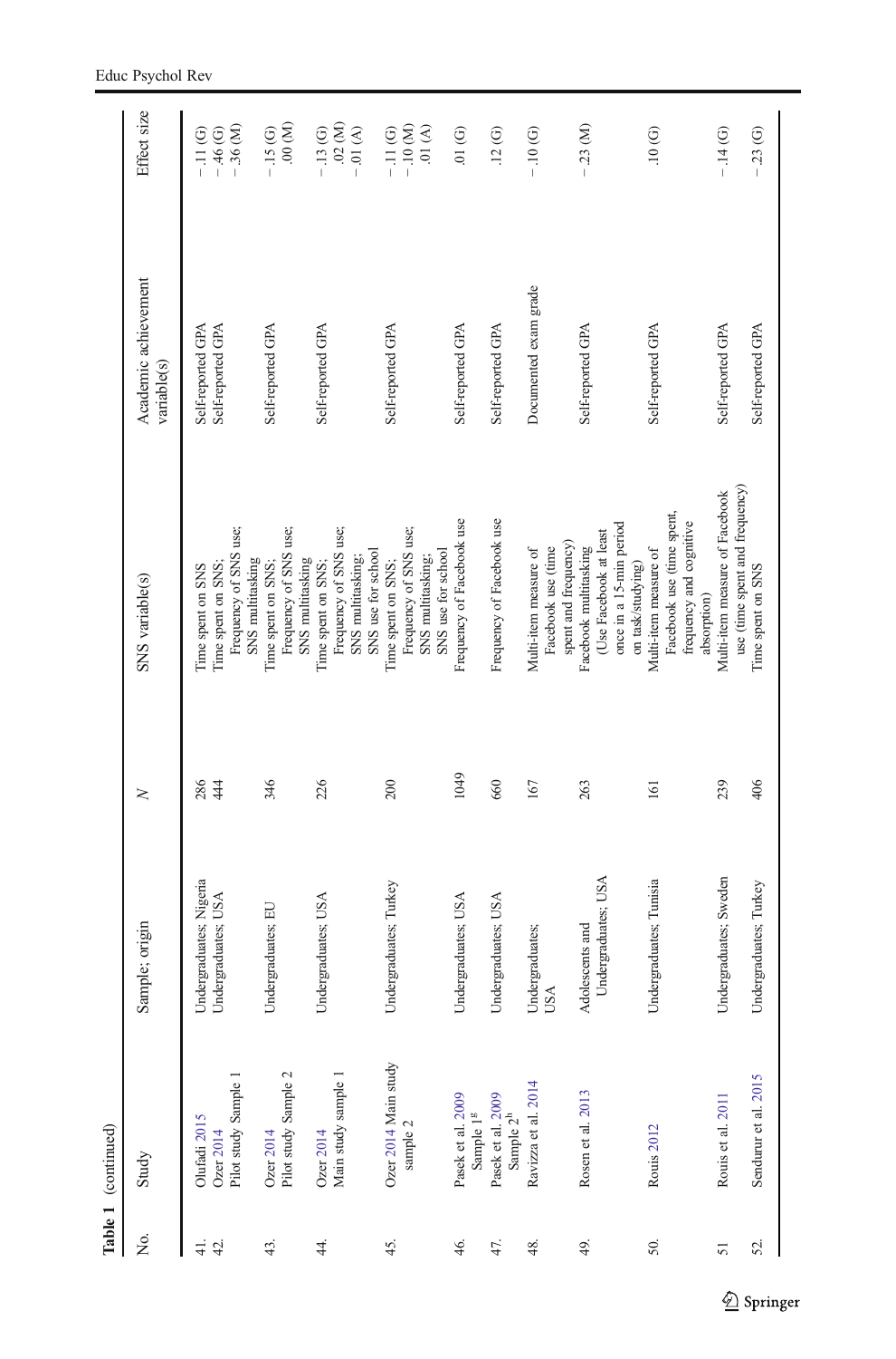**Table 1** (continued)

| No. | Study | Sample; origin | N | SNS variable(s) | Academic achievement variable(s) | Effect size |
|---|---|---|---|---|---|---|
| 41. | Olufadi 2015 | Undergraduates; Nigeria | 286 | Time spent on SNS | Self-reported GPA | − .11 (G) |
| 42. | Ozer 2014 Pilot study Sample 1 | Undergraduates; USA | 444 | Time spent on SNS; Frequency of SNS use; SNS multitasking | Self-reported GPA | − .46 (G)<br>− .36 (M) |
| 43. | Ozer 2014 Pilot study Sample 2 | Undergraduates; EU | 346 | Time spent on SNS; Frequency of SNS use; SNS multitasking | Self-reported GPA | − .15 (G)<br>.00 (M) |
| 44. | Ozer 2014 Main study sample 1 | Undergraduates; USA | 226 | Time spent on SNS; Frequency of SNS use; SNS multitasking; SNS use for school | Self-reported GPA | − .13 (G)<br>.02 (M)<br>− .01 (A) |
| 45. | Ozer 2014 Main study sample 2 | Undergraduates; Turkey | 200 | Time spent on SNS; Frequency of SNS use; SNS multitasking; SNS use for school | Self-reported GPA | − .11 (G)<br>− .10 (M)<br>.01 (A) |
| 46. | Pasek et al. 2009 Sample 1[g] | Undergraduates; USA | 1049 | Frequency of Facebook use | Self-reported GPA | .01 (G) |
| 47. | Pasek et al. 2009 Sample 2[h] | Undergraduates; USA | 660 | Frequency of Facebook use | Self-reported GPA | .12 (G) |
| 48. | Ravizza et al. 2014 | Undergraduates; USA | 167 | Multi-item measure of Facebook use (time spent and frequency) | Documented exam grade | − .10 (G) |
| 49. | Rosen et al. 2013 | Adolescents and Undergraduates; USA | 263 | Facebook multitasking (Use Facebook at least once in a 15-min period on task/studying) | Self-reported GPA | − .23 (M) |
| 50. | Rouis 2012 | Undergraduates; Tunisia | 161 | Multi-item measure of Facebook use (time spent, frequency and cognitive absorption) | Self-reported GPA | .10 (G) |
| 51 | Rouis et al. 2011 | Undergraduates; Sweden | 239 | Multi-item measure of Facebook use (time spent and frequency) | Self-reported GPA | − .14 (G) |
| 52. | Sendurur et al. 2015 | Undergraduates; Turkey | 406 | Time spent on SNS | Self-reported GPA | − .23 (G) |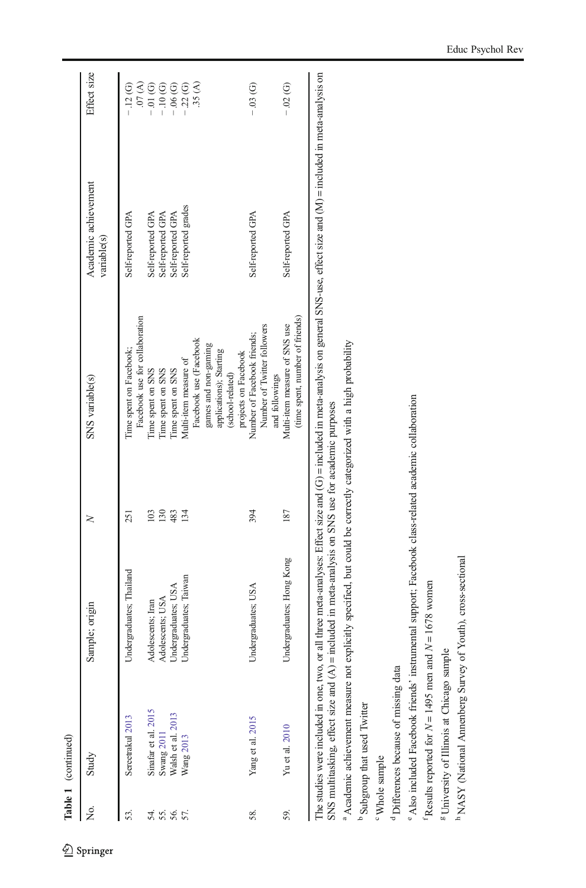**Table 1** (continued)

| No. | Study | Sample; origin | N | SNS variable(s) | Academic achievement variable(s) | Effect size |
|---|---|---|---|---|---|---|
| 53. | Sereetrakul 2013 | Undergraduates; Thailand | 251 | Time spent on Facebook; Facebook use for collaboration | Self-reported GPA | − .12 (G) .07 (A) |
| 54. | Sinafar et al. 2015 | Adolescents; Iran | 103 | Time spent on SNS | Self-reported GPA | − .01 (G) |
| 55. | Swang 2011 | Adolescents; USA | 130 | Time spent on SNS | Self-reported GPA | − .10 (G) |
| 56. | Walsh et al. 2013 | Undergraduates; USA | 483 | Time spent on SNS | Self-reported GPA | − .06 (G) |
| 57. | Wang 2013 | Undergraduates; Taiwan | 134 | Multi-item measure of Facebook use (Facebook games and non-gaming applications); Starting (school-related) projects on Facebook | Self-reported grades | − .22 (G) .35 (A) |
| 58. | Yang et al. 2015 | Undergraduates; USA | 394 | Number of Facebook friends; Number of Twitter followers and followings | Self-reported GPA | − .03 (G) |
| 59. | Yu et al. 2010 | Undergraduates; Hong Kong | 187 | Multi-item measure of SNS use (time spent, number of friends) | Self-reported GPA | − .02 (G) |

The studies were included in one, two, or all three meta-analyses: Effect size and (G) = included in meta-analysis on general SNS-use, effect size and (M) = included in meta-analysis on SNS multitasking, effect size and (A) = included in meta-analysis on SNS use for academic purposes

[a] Academic achievement measure not explicitly specified, but could be correctly categorized with a high probability

[b] Subgroup that used Twitter

[c] Whole sample

[d] Differences because of missing data

[e] Also included Facebook friends' instrumental support; Facebook class-related academic collaboration

[f] Results reported for $N = 1495$ men and $N = 1678$ women

[g] University of Illinois at Chicago sample

[h] NASY (National Annenberg Survey of Youth), cross-sectional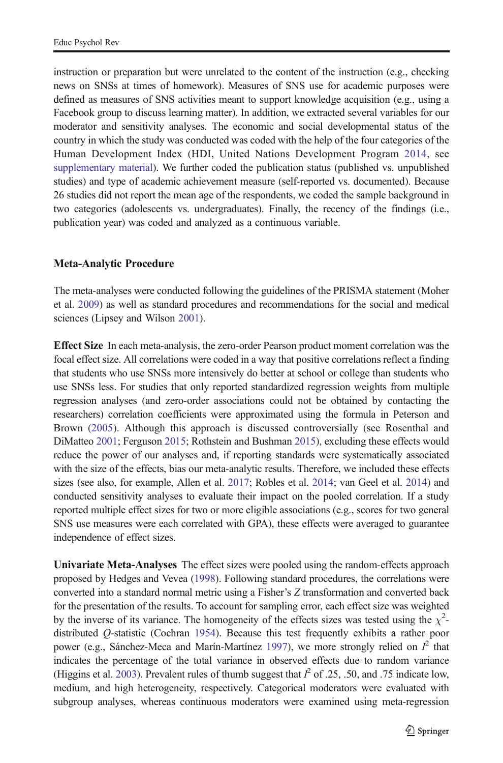instruction or preparation but were unrelated to the content of the instruction (e.g., checking news on SNSs at times of homework). Measures of SNS use for academic purposes were defined as measures of SNS activities meant to support knowledge acquisition (e.g., using a Facebook group to discuss learning matter). In addition, we extracted several variables for our moderator and sensitivity analyses. The economic and social developmental status of the country in which the study was conducted was coded with the help of the four categories of the Human Development Index (HDI, United Nations Development Program 2014, see supplementary material). We further coded the publication status (published vs. unpublished studies) and type of academic achievement measure (self-reported vs. documented). Because 26 studies did not report the mean age of the respondents, we coded the sample background in two categories (adolescents vs. undergraduates). Finally, the recency of the findings (i.e., publication year) was coded and analyzed as a continuous variable.

### Meta-Analytic Procedure

The meta-analyses were conducted following the guidelines of the PRISMA statement (Moher et al. 2009) as well as standard procedures and recommendations for the social and medical sciences (Lipsey and Wilson 2001).

**Effect Size** In each meta-analysis, the zero-order Pearson product moment correlation was the focal effect size. All correlations were coded in a way that positive correlations reflect a finding that students who use SNSs more intensively do better at school or college than students who use SNSs less. For studies that only reported standardized regression weights from multiple regression analyses (and zero-order associations could not be obtained by contacting the researchers) correlation coefficients were approximated using the formula in Peterson and Brown (2005). Although this approach is discussed controversially (see Rosenthal and DiMatteo 2001; Ferguson 2015; Rothstein and Bushman 2015), excluding these effects would reduce the power of our analyses and, if reporting standards were systematically associated with the size of the effects, bias our meta-analytic results. Therefore, we included these effects sizes (see also, for example, Allen et al. 2017; Robles et al. 2014; van Geel et al. 2014) and conducted sensitivity analyses to evaluate their impact on the pooled correlation. If a study reported multiple effect sizes for two or more eligible associations (e.g., scores for two general SNS use measures were each correlated with GPA), these effects were averaged to guarantee independence of effect sizes.

**Univariate Meta-Analyses** The effect sizes were pooled using the random-effects approach proposed by Hedges and Vevea (1998). Following standard procedures, the correlations were converted into a standard normal metric using a Fisher's $Z$ transformation and converted back for the presentation of the results. To account for sampling error, each effect size was weighted by the inverse of its variance. The homogeneity of the effects sizes was tested using the $\chi^2$-distributed $Q$-statistic (Cochran 1954). Because this test frequently exhibits a rather poor power (e.g., Sánchez-Meca and Marín-Martínez 1997), we more strongly relied on $I^2$ that indicates the percentage of the total variance in observed effects due to random variance (Higgins et al. 2003). Prevalent rules of thumb suggest that $I^2$ of .25, .50, and .75 indicate low, medium, and high heterogeneity, respectively. Categorical moderators were evaluated with subgroup analyses, whereas continuous moderators were examined using meta-regression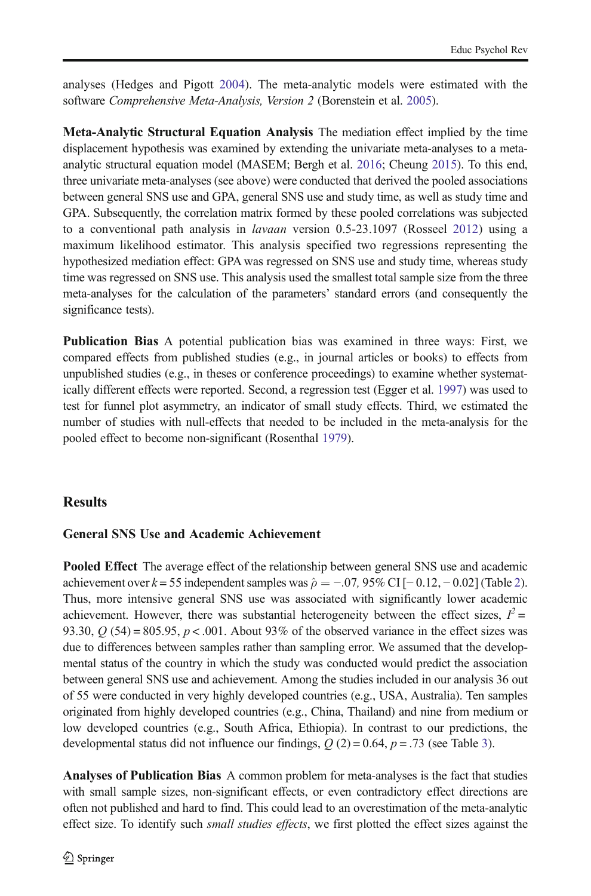analyses (Hedges and Pigott 2004). The meta-analytic models were estimated with the software *Comprehensive Meta-Analysis, Version 2* (Borenstein et al. 2005).

**Meta-Analytic Structural Equation Analysis** The mediation effect implied by the time displacement hypothesis was examined by extending the univariate meta-analyses to a meta-analytic structural equation model (MASEM; Bergh et al. 2016; Cheung 2015). To this end, three univariate meta-analyses (see above) were conducted that derived the pooled associations between general SNS use and GPA, general SNS use and study time, as well as study time and GPA. Subsequently, the correlation matrix formed by these pooled correlations was subjected to a conventional path analysis in *lavaan* version 0.5-23.1097 (Rosseel 2012) using a maximum likelihood estimator. This analysis specified two regressions representing the hypothesized mediation effect: GPA was regressed on SNS use and study time, whereas study time was regressed on SNS use. This analysis used the smallest total sample size from the three meta-analyses for the calculation of the parameters' standard errors (and consequently the significance tests).

**Publication Bias** A potential publication bias was examined in three ways: First, we compared effects from published studies (e.g., in journal articles or books) to effects from unpublished studies (e.g., in theses or conference proceedings) to examine whether systematically different effects were reported. Second, a regression test (Egger et al. 1997) was used to test for funnel plot asymmetry, an indicator of small study effects. Third, we estimated the number of studies with null-effects that needed to be included in the meta-analysis for the pooled effect to become non-significant (Rosenthal 1979).

## Results

### General SNS Use and Academic Achievement

**Pooled Effect** The average effect of the relationship between general SNS use and academic achievement over $k = 55$ independent samples was $\hat{\rho} = -.07$, 95% CI [− 0.12, − 0.02] (Table 2). Thus, more intensive general SNS use was associated with significantly lower academic achievement. However, there was substantial heterogeneity between the effect sizes, $I^2 = 93.30$, $Q\ (54) = 805.95$, $p < .001$. About 93% of the observed variance in the effect sizes was due to differences between samples rather than sampling error. We assumed that the developmental status of the country in which the study was conducted would predict the association between general SNS use and achievement. Among the studies included in our analysis 36 out of 55 were conducted in very highly developed countries (e.g., USA, Australia). Ten samples originated from highly developed countries (e.g., China, Thailand) and nine from medium or low developed countries (e.g., South Africa, Ethiopia). In contrast to our predictions, the developmental status did not influence our findings, $Q\ (2) = 0.64$, $p = .73$ (see Table 3).

**Analyses of Publication Bias** A common problem for meta-analyses is the fact that studies with small sample sizes, non-significant effects, or even contradictory effect directions are often not published and hard to find. This could lead to an overestimation of the meta-analytic effect size. To identify such *small studies effects*, we first plotted the effect sizes against the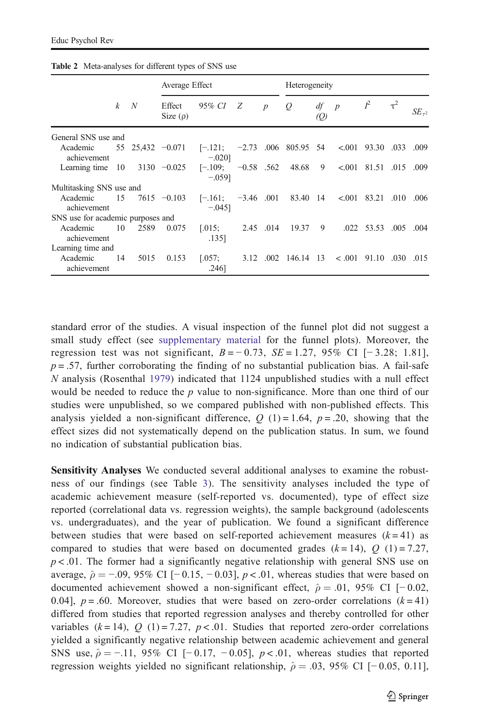**Table 2** Meta-analyses for different types of SNS use

| | $k$ | $N$ | Average Effect | | | | Heterogeneity | | | | | |
|---|---|---|---|---|---|---|---|---|---|---|---|---|
| | | | Effect Size (ρ) | 95% CI | Z | $p$ | $Q$ | $df$ ($Q$) | $p$ | $I^2$ | $\tau^2$ | $SE_{\tau^2}$ |
| General SNS use and | | | | | | | | | | | | |
| Academic achievement | 55 | 25,432 | −0.071 | [−.121; −.020] | −2.73 | .006 | 805.95 | 54 | <.001 | 93.30 | .033 | .009 |
| Learning time | 10 | 3130 | −0.025 | [−.109; −.059] | −0.58 | .562 | 48.68 | 9 | <.001 | 81.51 | .015 | .009 |
| Multitasking SNS use and | | | | | | | | | | | | |
| Academic achievement | 15 | 7615 | −0.103 | [−.161; −.045] | −3.46 | .001 | 83.40 | 14 | <.001 | 83.21 | .010 | .006 |
| SNS use for academic purposes and | | | | | | | | | | | | |
| Academic achievement | 10 | 2589 | 0.075 | [.015; .135] | 2.45 | .014 | 19.37 | 9 | .022 | 53.53 | .005 | .004 |
| Learning time and | | | | | | | | | | | | |
| Academic achievement | 14 | 5015 | 0.153 | [.057; .246] | 3.12 | .002 | 146.14 | 13 | < .001 | 91.10 | .030 | .015 |

standard error of the studies. A visual inspection of the funnel plot did not suggest a small study effect (see supplementary material for the funnel plots). Moreover, the regression test was not significant, $B = -0.73$, $SE = 1.27$, 95% CI [−3.28; 1.81], $p = .57$, further corroborating the finding of no substantial publication bias. A fail-safe $N$ analysis (Rosenthal 1979) indicated that 1124 unpublished studies with a null effect would be needed to reduce the $p$ value to non-significance. More than one third of our studies were unpublished, so we compared published with non-published effects. This analysis yielded a non-significant difference, $Q\ (1) = 1.64$, $p = .20$, showing that the effect sizes did not systematically depend on the publication status. In sum, we found no indication of substantial publication bias.

**Sensitivity Analyses** We conducted several additional analyses to examine the robustness of our findings (see Table 3). The sensitivity analyses included the type of academic achievement measure (self-reported vs. documented), type of effect size reported (correlational data vs. regression weights), the sample background (adolescents vs. undergraduates), and the year of publication. We found a significant difference between studies that were based on self-reported achievement measures ($k = 41$) as compared to studies that were based on documented grades ($k = 14$), $Q\ (1) = 7.27$, $p < .01$. The former had a significantly negative relationship with general SNS use on average, $\hat{\rho} = -.09$, 95% CI [−0.15, −0.03], $p < .01$, whereas studies that were based on documented achievement showed a non-significant effect, $\hat{\rho} = .01$, 95% CI [−0.02, 0.04], $p = .60$. Moreover, studies that were based on zero-order correlations ($k = 41$) differed from studies that reported regression analyses and thereby controlled for other variables ($k = 14$), $Q\ (1) = 7.27$, $p < .01$. Studies that reported zero-order correlations yielded a significantly negative relationship between academic achievement and general SNS use, $\hat{\rho} = -.11$, 95% CI [−0.17, −0.05], $p < .01$, whereas studies that reported regression weights yielded no significant relationship, $\hat{\rho} = .03$, 95% CI [−0.05, 0.11],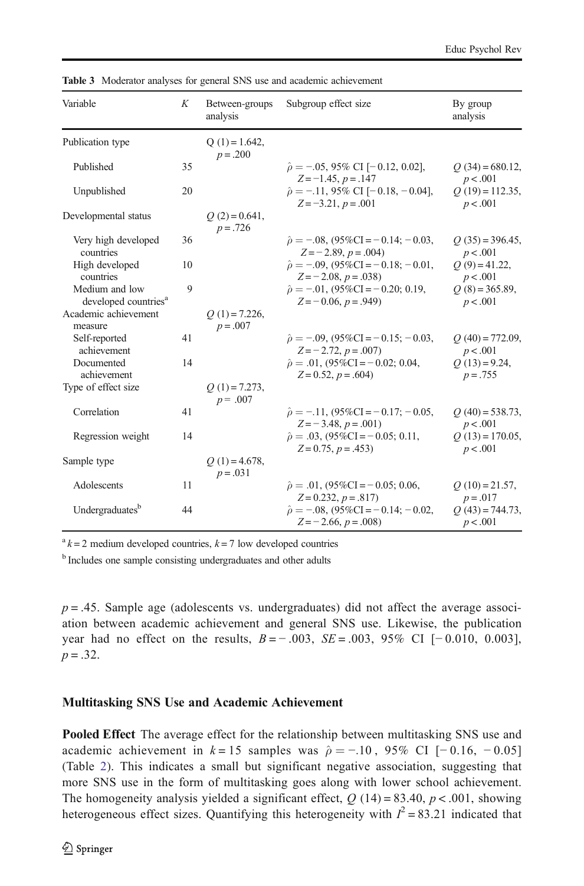**Table 3** Moderator analyses for general SNS use and academic achievement

| Variable | $K$ | Between-groups analysis | Subgroup effect size | By group analysis |
|---|---|---|---|---|
| Publication type | | $Q$ (1) = 1.642, $p$ = .200 | | |
| Published | 35 | | $\hat{\rho}$ = −.05, 95% CI [− 0.12, 0.02], $Z$ = −1.45, $p$ = .147 | $Q$ (34) = 680.12, $p$ < .001 |
| Unpublished | 20 | | $\hat{\rho}$ = −.11, 95% CI [− 0.18, − 0.04], $Z$ = −3.21, $p$ = .001 | $Q$ (19) = 112.35, $p$ < .001 |
| Developmental status | | $Q$ (2) = 0.641, $p$ = .726 | | |
| Very high developed countries | 36 | | $\hat{\rho}$ = −.08, (95%CI = − 0.14; − 0.03, $Z$ = − 2.89, $p$ = .004) | $Q$ (35) = 396.45, $p$ < .001 |
| High developed countries | 10 | | $\hat{\rho}$ = −.09, (95%CI = − 0.18; − 0.01, $Z$ = − 2.08, $p$ = .038) | $Q$ (9) = 41.22, $p$ < .001 |
| Medium and low developed countries[a] | 9 | | $\hat{\rho}$ = −.01, (95%CI = − 0.20; 0.19, $Z$ = − 0.06, $p$ = .949) | $Q$ (8) = 365.89, $p$ < .001 |
| Academic achievement measure | | $Q$ (1) = 7.226, $p$ = .007 | | |
| Self-reported achievement | 41 | | $\hat{\rho}$ = −.09, (95%CI = − 0.15; − 0.03, $Z$ = − 2.72, $p$ = .007) | $Q$ (40) = 772.09, $p$ < .001 |
| Documented achievement | 14 | | $\hat{\rho}$ = .01, (95%CI = − 0.02; 0.04, $Z$ = 0.52, $p$ = .604) | $Q$ (13) = 9.24, $p$ = .755 |
| Type of effect size | | $Q$ (1) = 7.273, $p$ = .007 | | |
| Correlation | 41 | | $\hat{\rho}$ = −.11, (95%CI = − 0.17; − 0.05, $Z$ = − 3.48, $p$ = .001) | $Q$ (40) = 538.73, $p$ < .001 |
| Regression weight | 14 | | $\hat{\rho}$ = .03, (95%CI = − 0.05; 0.11, $Z$ = 0.75, $p$ = .453) | $Q$ (13) = 170.05, $p$ < .001 |
| Sample type | | $Q$ (1) = 4.678, $p$ = .031 | | |
| Adolescents | 11 | | $\hat{\rho}$ = .01, (95%CI = − 0.05; 0.06, $Z$ = 0.232, $p$ = .817) | $Q$ (10) = 21.57, $p$ = .017 |
| Undergraduates[b] | 44 | | $\hat{\rho}$ = −.08, (95%CI = − 0.14; − 0.02, $Z$ = − 2.66, $p$ = .008) | $Q$ (43) = 744.73, $p$ < .001 |

[a] $k$ = 2 medium developed countries, $k$ = 7 low developed countries

[b] Includes one sample consisting undergraduates and other adults

$p$ = .45. Sample age (adolescents vs. undergraduates) did not affect the average association between academic achievement and general SNS use. Likewise, the publication year had no effect on the results, $B$ = − .003, $SE$ = .003, 95% CI [− 0.010, 0.003], $p$ = .32.

### Multitasking SNS Use and Academic Achievement

**Pooled Effect** The average effect for the relationship between multitasking SNS use and academic achievement in $k$ = 15 samples was $\hat{\rho}$ = −.10 , 95% CI [− 0.16, − 0.05] (Table 2). This indicates a small but significant negative association, suggesting that more SNS use in the form of multitasking goes along with lower school achievement. The homogeneity analysis yielded a significant effect, $Q$ (14) = 83.40, $p$ < .001, showing heterogeneous effect sizes. Quantifying this heterogeneity with $I^2$ = 83.21 indicated that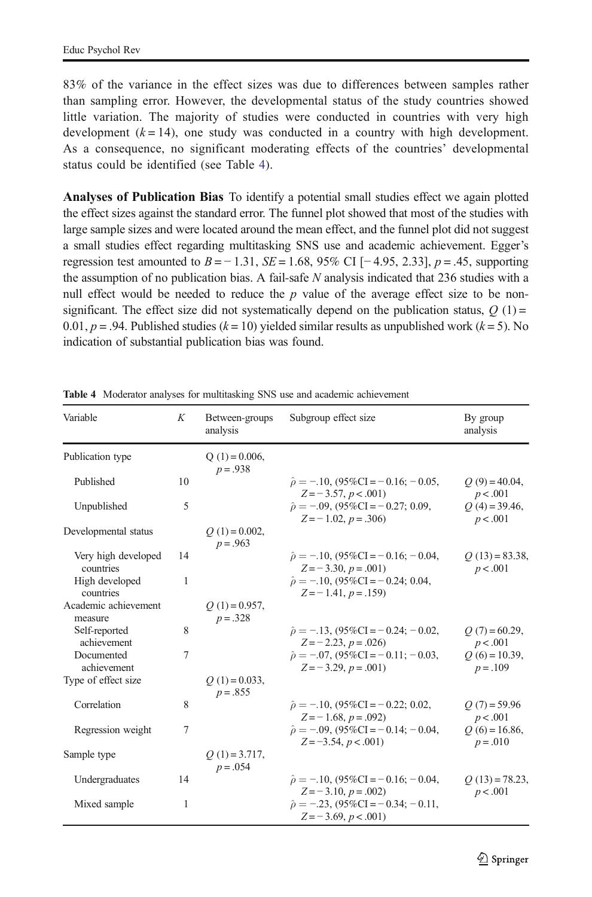83% of the variance in the effect sizes was due to differences between samples rather than sampling error. However, the developmental status of the study countries showed little variation. The majority of studies were conducted in countries with very high development ($k = 14$), one study was conducted in a country with high development. As a consequence, no significant moderating effects of the countries' developmental status could be identified (see Table 4).

**Analyses of Publication Bias** To identify a potential small studies effect we again plotted the effect sizes against the standard error. The funnel plot showed that most of the studies with large sample sizes and were located around the mean effect, and the funnel plot did not suggest a small studies effect regarding multitasking SNS use and academic achievement. Egger's regression test amounted to $B = -1.31$, $SE = 1.68$, 95% CI [−4.95, 2.33], $p = .45$, supporting the assumption of no publication bias. A fail-safe $N$ analysis indicated that 236 studies with a null effect would be needed to reduce the $p$ value of the average effect size to be non-significant. The effect size did not systematically depend on the publication status, $Q$ (1) = 0.01, $p = .94$. Published studies ($k = 10$) yielded similar results as unpublished work ($k = 5$). No indication of substantial publication bias was found.

**Table 4** Moderator analyses for multitasking SNS use and academic achievement

| Variable | $K$ | Between-groups analysis | Subgroup effect size | By group analysis |
|---|---|---|---|---|
| Publication type | | Q (1) = 0.006, $p = .938$ | | |
| Published | 10 | | $\hat{\rho} = -.10$, (95%CI = −0.16; −0.05, $Z = -3.57$, $p < .001$) | $Q$ (9) = 40.04, $p < .001$ |
| Unpublished | 5 | | $\hat{\rho} = -.09$, (95%CI = −0.27; 0.09, $Z = -1.02$, $p = .306$) | $Q$ (4) = 39.46, $p < .001$ |
| Developmental status | | $Q$ (1) = 0.002, $p = .963$ | | |
| Very high developed countries | 14 | | $\hat{\rho} = -.10$, (95%CI = −0.16; −0.04, $Z = -3.30$, $p = .001$) | $Q$ (13) = 83.38, $p < .001$ |
| High developed countries | 1 | | $\hat{\rho} = -.10$, (95%CI = −0.24; 0.04, $Z = -1.41$, $p = .159$) | |
| Academic achievement measure | | $Q$ (1) = 0.957, $p = .328$ | | |
| Self-reported achievement | 8 | | $\hat{\rho} = -.13$, (95%CI = −0.24; −0.02, $Z = -2.23$, $p = .026$) | $Q$ (7) = 60.29, $p < .001$ |
| Documented achievement | 7 | | $\hat{\rho} = -.07$, (95%CI = −0.11; −0.03, $Z = -3.29$, $p = .001$) | $Q$ (6) = 10.39, $p = .109$ |
| Type of effect size | | $Q$ (1) = 0.033, $p = .855$ | | |
| Correlation | 8 | | $\hat{\rho} = -.10$, (95%CI = −0.22; 0.02, $Z = -1.68$, $p = .092$) | $Q$ (7) = 59.96 $p < .001$ |
| Regression weight | 7 | | $\hat{\rho} = -.09$, (95%CI = −0.14; −0.04, $Z = -3.54$, $p < .001$) | $Q$ (6) = 16.86, $p = .010$ |
| Sample type | | $Q$ (1) = 3.717, $p = .054$ | | |
| Undergraduates | 14 | | $\hat{\rho} = -.10$, (95%CI = −0.16; −0.04, $Z = -3.10$, $p = .002$) | $Q$ (13) = 78.23, $p < .001$ |
| Mixed sample | 1 | | $\hat{\rho} = -.23$, (95%CI = −0.34; −0.11, $Z = -3.69$, $p < .001$) | |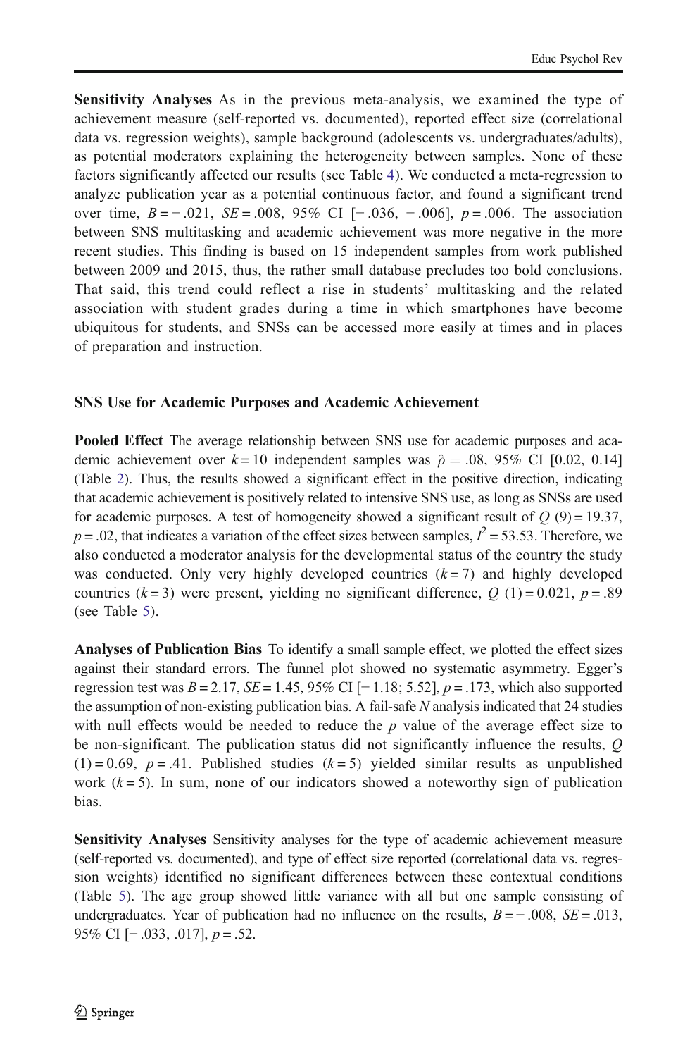**Sensitivity Analyses** As in the previous meta-analysis, we examined the type of achievement measure (self-reported vs. documented), reported effect size (correlational data vs. regression weights), sample background (adolescents vs. undergraduates/adults), as potential moderators explaining the heterogeneity between samples. None of these factors significantly affected our results (see Table 4). We conducted a meta-regression to analyze publication year as a potential continuous factor, and found a significant trend over time, $B = -.021$, $SE = .008$, 95% CI [$-.036$, $-.006$], $p = .006$. The association between SNS multitasking and academic achievement was more negative in the more recent studies. This finding is based on 15 independent samples from work published between 2009 and 2015, thus, the rather small database precludes too bold conclusions. That said, this trend could reflect a rise in students' multitasking and the related association with student grades during a time in which smartphones have become ubiquitous for students, and SNSs can be accessed more easily at times and in places of preparation and instruction.

### SNS Use for Academic Purposes and Academic Achievement

**Pooled Effect** The average relationship between SNS use for academic purposes and academic achievement over $k = 10$ independent samples was $\hat{\rho} = .08$, 95% CI [0.02, 0.14] (Table 2). Thus, the results showed a significant effect in the positive direction, indicating that academic achievement is positively related to intensive SNS use, as long as SNSs are used for academic purposes. A test of homogeneity showed a significant result of $Q\ (9) = 19.37$, $p = .02$, that indicates a variation of the effect sizes between samples, $I^2 = 53.53$. Therefore, we also conducted a moderator analysis for the developmental status of the country the study was conducted. Only very highly developed countries ($k = 7$) and highly developed countries ($k = 3$) were present, yielding no significant difference, $Q\ (1) = 0.021$, $p = .89$ (see Table 5).

**Analyses of Publication Bias** To identify a small sample effect, we plotted the effect sizes against their standard errors. The funnel plot showed no systematic asymmetry. Egger's regression test was $B = 2.17$, $SE = 1.45$, 95% CI [$-1.18$; 5.52], $p = .173$, which also supported the assumption of non-existing publication bias. A fail-safe *N* analysis indicated that 24 studies with null effects would be needed to reduce the *p* value of the average effect size to be non-significant. The publication status did not significantly influence the results, $Q\ (1) = 0.69$, $p = .41$. Published studies ($k = 5$) yielded similar results as unpublished work ($k = 5$). In sum, none of our indicators showed a noteworthy sign of publication bias.

**Sensitivity Analyses** Sensitivity analyses for the type of academic achievement measure (self-reported vs. documented), and type of effect size reported (correlational data vs. regression weights) identified no significant differences between these contextual conditions (Table 5). The age group showed little variance with all but one sample consisting of undergraduates. Year of publication had no influence on the results, $B = -.008$, $SE = .013$, 95% CI [$-.033$, .017], $p = .52$.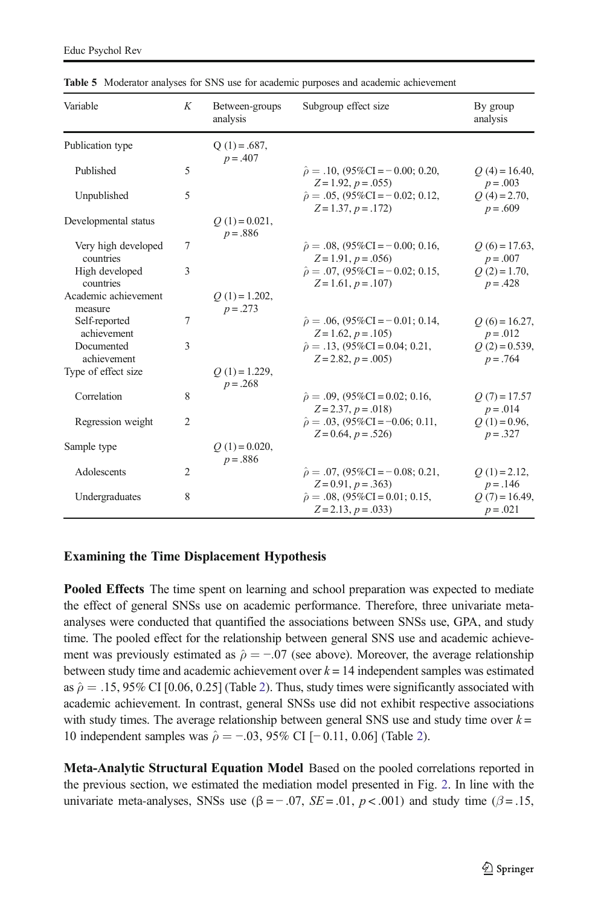**Table 5** Moderator analyses for SNS use for academic purposes and academic achievement

| Variable | $K$ | Between-groups analysis | Subgroup effect size | By group analysis |
|---|---|---|---|---|
| Publication type | | Q (1) = .687, $p = .407$ | | |
| Published | 5 | | $\hat{\rho} = .10$, (95%CI = − 0.00; 0.20, $Z = 1.92$, $p = .055$) | $Q$ (4) = 16.40, $p = .003$ |
| Unpublished | 5 | | $\hat{\rho} = .05$, (95%CI = − 0.02; 0.12, $Z = 1.37$, $p = .172$) | $Q$ (4) = 2.70, $p = .609$ |
| Developmental status | | $Q$ (1) = 0.021, $p = .886$ | | |
| Very high developed countries | 7 | | $\hat{\rho} = .08$, (95%CI = − 0.00; 0.16, $Z = 1.91$, $p = .056$) | $Q$ (6) = 17.63, $p = .007$ |
| High developed countries | 3 | | $\hat{\rho} = .07$, (95%CI = − 0.02; 0.15, $Z = 1.61$, $p = .107$) | $Q$ (2) = 1.70, $p = .428$ |
| Academic achievement measure | | $Q$ (1) = 1.202, $p = .273$ | | |
| Self-reported achievement | 7 | | $\hat{\rho} = .06$, (95%CI = − 0.01; 0.14, $Z = 1.62$, $p = .105$) | $Q$ (6) = 16.27, $p = .012$ |
| Documented achievement | 3 | | $\hat{\rho} = .13$, (95%CI = 0.04; 0.21, $Z = 2.82$, $p = .005$) | $Q$ (2) = 0.539, $p = .764$ |
| Type of effect size | | $Q$ (1) = 1.229, $p = .268$ | | |
| Correlation | 8 | | $\hat{\rho} = .09$, (95%CI = 0.02; 0.16, $Z = 2.37$, $p = .018$) | $Q$ (7) = 17.57 $p = .014$ |
| Regression weight | 2 | | $\hat{\rho} = .03$, (95%CI = −0.06; 0.11, $Z = 0.64$, $p = .526$) | $Q$ (1) = 0.96, $p = .327$ |
| Sample type | | $Q$ (1) = 0.020, $p = .886$ | | |
| Adolescents | 2 | | $\hat{\rho} = .07$, (95%CI = − 0.08; 0.21, $Z = 0.91$, $p = .363$) | $Q$ (1) = 2.12, $p = .146$ |
| Undergraduates | 8 | | $\hat{\rho} = .08$, (95%CI = 0.01; 0.15, $Z = 2.13$, $p = .033$) | $Q$ (7) = 16.49, $p = .021$ |

### Examining the Time Displacement Hypothesis

**Pooled Effects** The time spent on learning and school preparation was expected to mediate the effect of general SNSs use on academic performance. Therefore, three univariate meta-analyses were conducted that quantified the associations between SNSs use, GPA, and study time. The pooled effect for the relationship between general SNS use and academic achievement was previously estimated as $\hat{\rho} = -.07$ (see above). Moreover, the average relationship between study time and academic achievement over $k = 14$ independent samples was estimated as $\hat{\rho} = .15$, 95% CI [0.06, 0.25] (Table 2). Thus, study times were significantly associated with academic achievement. In contrast, general SNSs use did not exhibit respective associations with study times. The average relationship between general SNS use and study time over $k =$ 10 independent samples was $\hat{\rho} = -.03$, 95% CI [− 0.11, 0.06] (Table 2).

**Meta-Analytic Structural Equation Model** Based on the pooled correlations reported in the previous section, we estimated the mediation model presented in Fig. 2. In line with the univariate meta-analyses, SNSs use ($\beta = -.07$, $SE = .01$, $p < .001$) and study time ($\beta = .15$,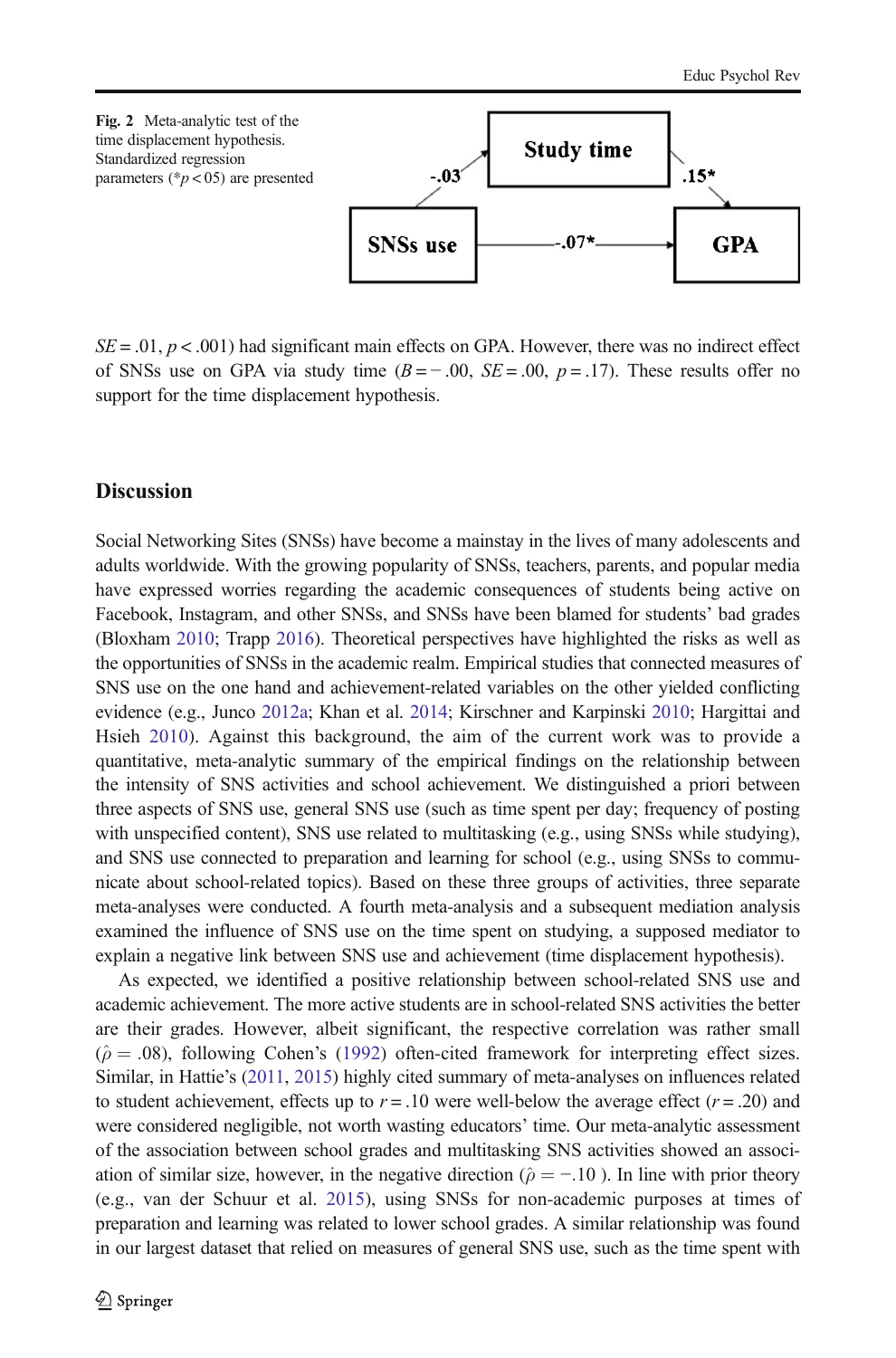**Fig. 2** Meta-analytic test of the time displacement hypothesis. Standardized regression parameters (\*$p < 05$) are presented

$SE = .01$, $p < .001$) had significant main effects on GPA. However, there was no indirect effect of SNSs use on GPA via study time ($B = -.00$, $SE = .00$, $p = .17$). These results offer no support for the time displacement hypothesis.

## Discussion

Social Networking Sites (SNSs) have become a mainstay in the lives of many adolescents and adults worldwide. With the growing popularity of SNSs, teachers, parents, and popular media have expressed worries regarding the academic consequences of students being active on Facebook, Instagram, and other SNSs, and SNSs have been blamed for students' bad grades (Bloxham 2010; Trapp 2016). Theoretical perspectives have highlighted the risks as well as the opportunities of SNSs in the academic realm. Empirical studies that connected measures of SNS use on the one hand and achievement-related variables on the other yielded conflicting evidence (e.g., Junco 2012a; Khan et al. 2014; Kirschner and Karpinski 2010; Hargittai and Hsieh 2010). Against this background, the aim of the current work was to provide a quantitative, meta-analytic summary of the empirical findings on the relationship between the intensity of SNS activities and school achievement. We distinguished a priori between three aspects of SNS use, general SNS use (such as time spent per day; frequency of posting with unspecified content), SNS use related to multitasking (e.g., using SNSs while studying), and SNS use connected to preparation and learning for school (e.g., using SNSs to communicate about school-related topics). Based on these three groups of activities, three separate meta-analyses were conducted. A fourth meta-analysis and a subsequent mediation analysis examined the influence of SNS use on the time spent on studying, a supposed mediator to explain a negative link between SNS use and achievement (time displacement hypothesis).

As expected, we identified a positive relationship between school-related SNS use and academic achievement. The more active students are in school-related SNS activities the better are their grades. However, albeit significant, the respective correlation was rather small ($\hat{\rho} = .08$), following Cohen's (1992) often-cited framework for interpreting effect sizes. Similar, in Hattie's (2011, 2015) highly cited summary of meta-analyses on influences related to student achievement, effects up to $r = .10$ were well-below the average effect ($r = .20$) and were considered negligible, not worth wasting educators' time. Our meta-analytic assessment of the association between school grades and multitasking SNS activities showed an association of similar size, however, in the negative direction ($\hat{\rho} = -.10$ ). In line with prior theory (e.g., van der Schuur et al. 2015), using SNSs for non-academic purposes at times of preparation and learning was related to lower school grades. A similar relationship was found in our largest dataset that relied on measures of general SNS use, such as the time spent with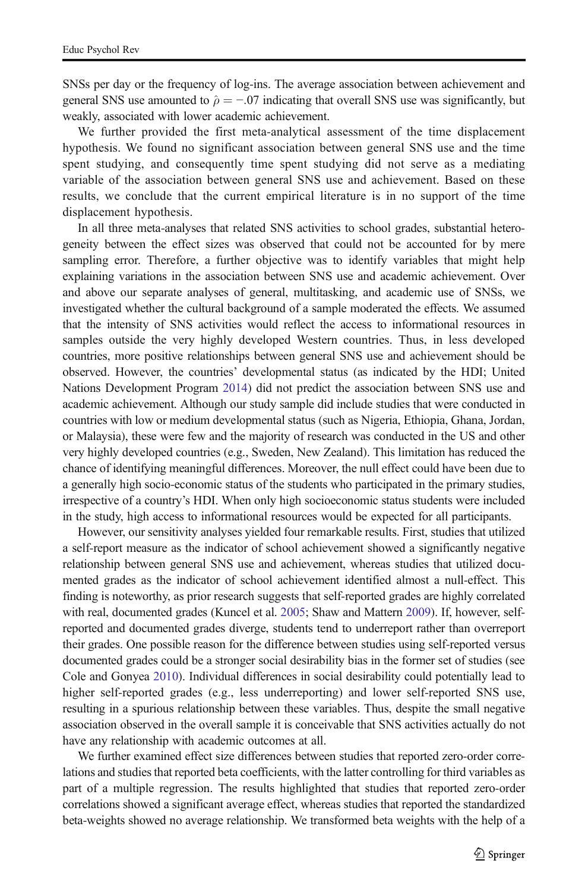SNSs per day or the frequency of log-ins. The average association between achievement and general SNS use amounted to $\hat{\rho} = -.07$ indicating that overall SNS use was significantly, but weakly, associated with lower academic achievement.

We further provided the first meta-analytical assessment of the time displacement hypothesis. We found no significant association between general SNS use and the time spent studying, and consequently time spent studying did not serve as a mediating variable of the association between general SNS use and achievement. Based on these results, we conclude that the current empirical literature is in no support of the time displacement hypothesis.

In all three meta-analyses that related SNS activities to school grades, substantial heterogeneity between the effect sizes was observed that could not be accounted for by mere sampling error. Therefore, a further objective was to identify variables that might help explaining variations in the association between SNS use and academic achievement. Over and above our separate analyses of general, multitasking, and academic use of SNSs, we investigated whether the cultural background of a sample moderated the effects. We assumed that the intensity of SNS activities would reflect the access to informational resources in samples outside the very highly developed Western countries. Thus, in less developed countries, more positive relationships between general SNS use and achievement should be observed. However, the countries' developmental status (as indicated by the HDI; United Nations Development Program 2014) did not predict the association between SNS use and academic achievement. Although our study sample did include studies that were conducted in countries with low or medium developmental status (such as Nigeria, Ethiopia, Ghana, Jordan, or Malaysia), these were few and the majority of research was conducted in the US and other very highly developed countries (e.g., Sweden, New Zealand). This limitation has reduced the chance of identifying meaningful differences. Moreover, the null effect could have been due to a generally high socio-economic status of the students who participated in the primary studies, irrespective of a country's HDI. When only high socioeconomic status students were included in the study, high access to informational resources would be expected for all participants.

However, our sensitivity analyses yielded four remarkable results. First, studies that utilized a self-report measure as the indicator of school achievement showed a significantly negative relationship between general SNS use and achievement, whereas studies that utilized documented grades as the indicator of school achievement identified almost a null-effect. This finding is noteworthy, as prior research suggests that self-reported grades are highly correlated with real, documented grades (Kuncel et al. 2005; Shaw and Mattern 2009). If, however, self-reported and documented grades diverge, students tend to underreport rather than overreport their grades. One possible reason for the difference between studies using self-reported versus documented grades could be a stronger social desirability bias in the former set of studies (see Cole and Gonyea 2010). Individual differences in social desirability could potentially lead to higher self-reported grades (e.g., less underreporting) and lower self-reported SNS use, resulting in a spurious relationship between these variables. Thus, despite the small negative association observed in the overall sample it is conceivable that SNS activities actually do not have any relationship with academic outcomes at all.

We further examined effect size differences between studies that reported zero-order correlations and studies that reported beta coefficients, with the latter controlling for third variables as part of a multiple regression. The results highlighted that studies that reported zero-order correlations showed a significant average effect, whereas studies that reported the standardized beta-weights showed no average relationship. We transformed beta weights with the help of a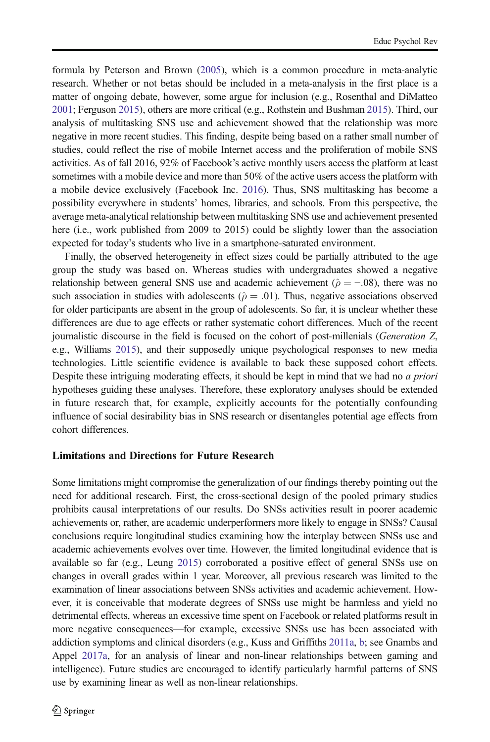formula by Peterson and Brown (2005), which is a common procedure in meta-analytic research. Whether or not betas should be included in a meta-analysis in the first place is a matter of ongoing debate, however, some argue for inclusion (e.g., Rosenthal and DiMatteo 2001; Ferguson 2015), others are more critical (e.g., Rothstein and Bushman 2015). Third, our analysis of multitasking SNS use and achievement showed that the relationship was more negative in more recent studies. This finding, despite being based on a rather small number of studies, could reflect the rise of mobile Internet access and the proliferation of mobile SNS activities. As of fall 2016, 92% of Facebook's active monthly users access the platform at least sometimes with a mobile device and more than 50% of the active users access the platform with a mobile device exclusively (Facebook Inc. 2016). Thus, SNS multitasking has become a possibility everywhere in students' homes, libraries, and schools. From this perspective, the average meta-analytical relationship between multitasking SNS use and achievement presented here (i.e., work published from 2009 to 2015) could be slightly lower than the association expected for today's students who live in a smartphone-saturated environment.

Finally, the observed heterogeneity in effect sizes could be partially attributed to the age group the study was based on. Whereas studies with undergraduates showed a negative relationship between general SNS use and academic achievement ($\hat{\rho} = -.08$), there was no such association in studies with adolescents ($\hat{\rho} = .01$). Thus, negative associations observed for older participants are absent in the group of adolescents. So far, it is unclear whether these differences are due to age effects or rather systematic cohort differences. Much of the recent journalistic discourse in the field is focused on the cohort of post-millenials (*Generation Z*, e.g., Williams 2015), and their supposedly unique psychological responses to new media technologies. Little scientific evidence is available to back these supposed cohort effects. Despite these intriguing moderating effects, it should be kept in mind that we had no *a priori* hypotheses guiding these analyses. Therefore, these exploratory analyses should be extended in future research that, for example, explicitly accounts for the potentially confounding influence of social desirability bias in SNS research or disentangles potential age effects from cohort differences.

### Limitations and Directions for Future Research

Some limitations might compromise the generalization of our findings thereby pointing out the need for additional research. First, the cross-sectional design of the pooled primary studies prohibits causal interpretations of our results. Do SNSs activities result in poorer academic achievements or, rather, are academic underperformers more likely to engage in SNSs? Causal conclusions require longitudinal studies examining how the interplay between SNSs use and academic achievements evolves over time. However, the limited longitudinal evidence that is available so far (e.g., Leung 2015) corroborated a positive effect of general SNSs use on changes in overall grades within 1 year. Moreover, all previous research was limited to the examination of linear associations between SNSs activities and academic achievement. However, it is conceivable that moderate degrees of SNSs use might be harmless and yield no detrimental effects, whereas an excessive time spent on Facebook or related platforms result in more negative consequences—for example, excessive SNSs use has been associated with addiction symptoms and clinical disorders (e.g., Kuss and Griffiths 2011a, b; see Gnambs and Appel 2017a, for an analysis of linear and non-linear relationships between gaming and intelligence). Future studies are encouraged to identify particularly harmful patterns of SNS use by examining linear as well as non-linear relationships.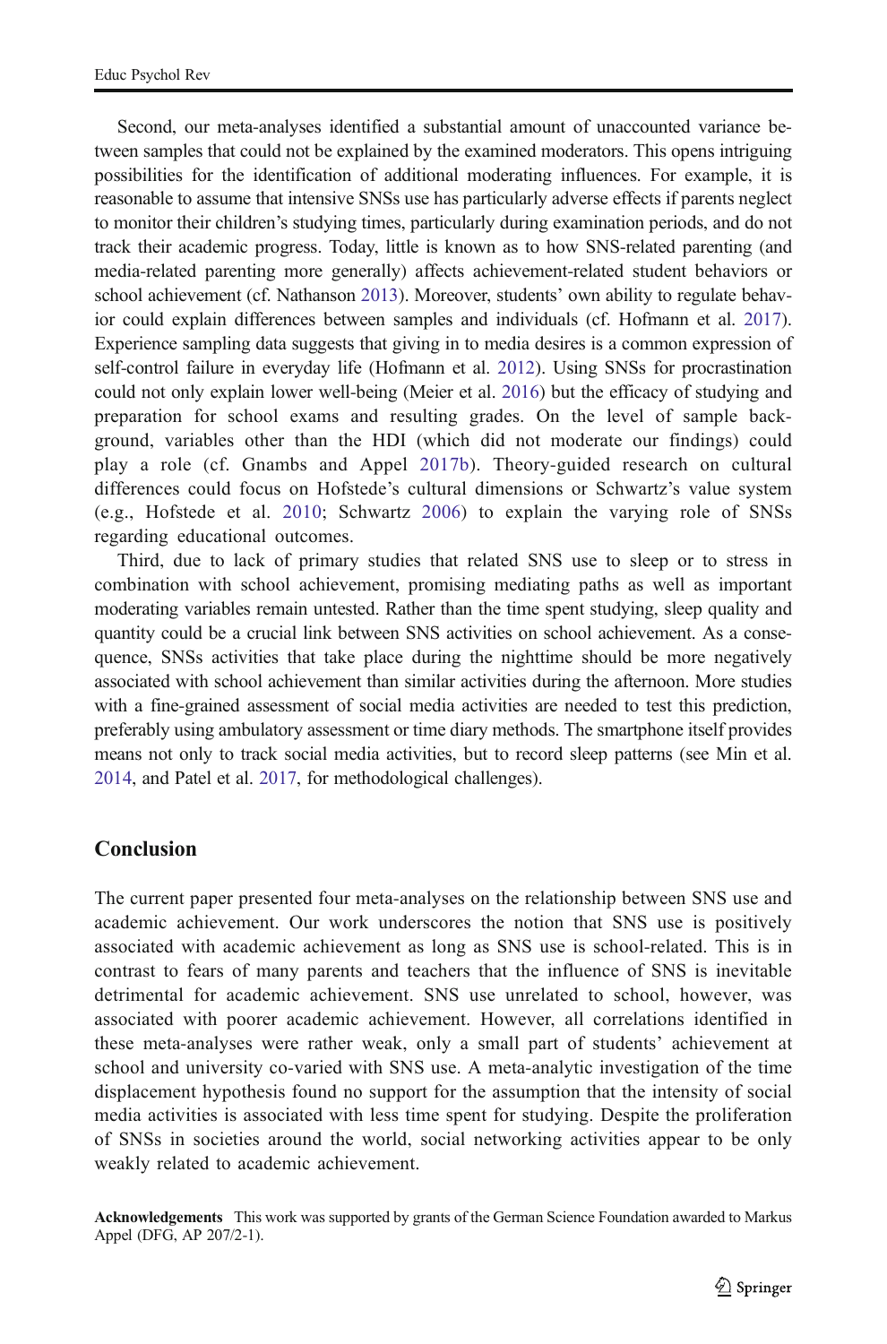Second, our meta-analyses identified a substantial amount of unaccounted variance between samples that could not be explained by the examined moderators. This opens intriguing possibilities for the identification of additional moderating influences. For example, it is reasonable to assume that intensive SNSs use has particularly adverse effects if parents neglect to monitor their children's studying times, particularly during examination periods, and do not track their academic progress. Today, little is known as to how SNS-related parenting (and media-related parenting more generally) affects achievement-related student behaviors or school achievement (cf. Nathanson 2013). Moreover, students' own ability to regulate behavior could explain differences between samples and individuals (cf. Hofmann et al. 2017). Experience sampling data suggests that giving in to media desires is a common expression of self-control failure in everyday life (Hofmann et al. 2012). Using SNSs for procrastination could not only explain lower well-being (Meier et al. 2016) but the efficacy of studying and preparation for school exams and resulting grades. On the level of sample background, variables other than the HDI (which did not moderate our findings) could play a role (cf. Gnambs and Appel 2017b). Theory-guided research on cultural differences could focus on Hofstede's cultural dimensions or Schwartz's value system (e.g., Hofstede et al. 2010; Schwartz 2006) to explain the varying role of SNSs regarding educational outcomes.

Third, due to lack of primary studies that related SNS use to sleep or to stress in combination with school achievement, promising mediating paths as well as important moderating variables remain untested. Rather than the time spent studying, sleep quality and quantity could be a crucial link between SNS activities on school achievement. As a consequence, SNSs activities that take place during the nighttime should be more negatively associated with school achievement than similar activities during the afternoon. More studies with a fine-grained assessment of social media activities are needed to test this prediction, preferably using ambulatory assessment or time diary methods. The smartphone itself provides means not only to track social media activities, but to record sleep patterns (see Min et al. 2014, and Patel et al. 2017, for methodological challenges).

## Conclusion

The current paper presented four meta-analyses on the relationship between SNS use and academic achievement. Our work underscores the notion that SNS use is positively associated with academic achievement as long as SNS use is school-related. This is in contrast to fears of many parents and teachers that the influence of SNS is inevitable detrimental for academic achievement. SNS use unrelated to school, however, was associated with poorer academic achievement. However, all correlations identified in these meta-analyses were rather weak, only a small part of students' achievement at school and university co-varied with SNS use. A meta-analytic investigation of the time displacement hypothesis found no support for the assumption that the intensity of social media activities is associated with less time spent for studying. Despite the proliferation of SNSs in societies around the world, social networking activities appear to be only weakly related to academic achievement.

**Acknowledgements** This work was supported by grants of the German Science Foundation awarded to Markus Appel (DFG, AP 207/2-1).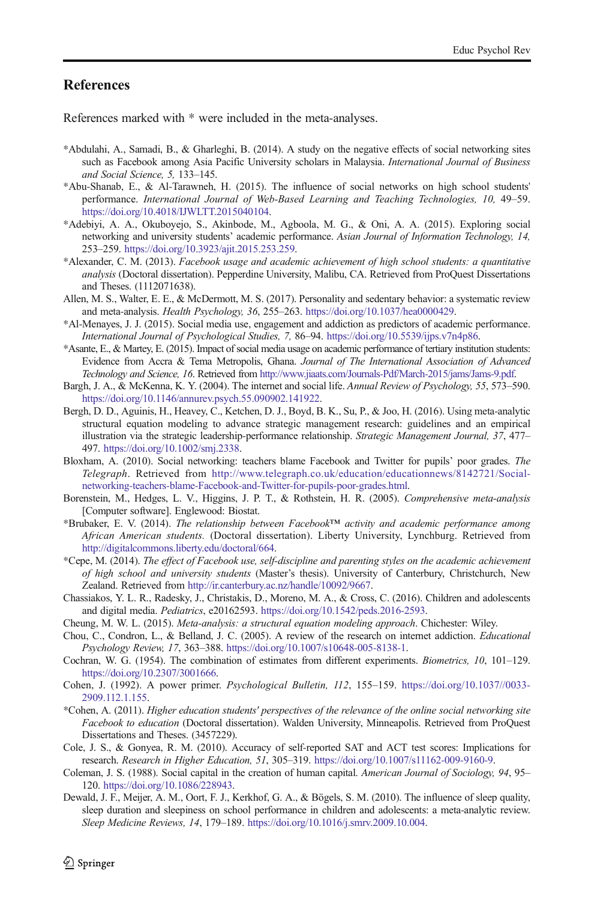## References

References marked with * were included in the meta-analyses.

*Abdulahi, A., Samadi, B., & Gharleghi, B. (2014). A study on the negative effects of social networking sites such as Facebook among Asia Pacific University scholars in Malaysia. *International Journal of Business and Social Science, 5,* 133–145.

*Abu-Shanab, E., & Al-Tarawneh, H. (2015). The influence of social networks on high school students' performance. *International Journal of Web-Based Learning and Teaching Technologies, 10,* 49–59. https://doi.org/10.4018/IJWLTT.2015040104.

*Adebiyi, A. A., Okuboyejo, S., Akinbode, M., Agboola, M. G., & Oni, A. A. (2015). Exploring social networking and university students' academic performance. *Asian Journal of Information Technology, 14,* 253–259. https://doi.org/10.3923/ajit.2015.253.259.

*Alexander, C. M. (2013). *Facebook usage and academic achievement of high school students: a quantitative analysis* (Doctoral dissertation). Pepperdine University, Malibu, CA. Retrieved from ProQuest Dissertations and Theses. (1112071638).

Allen, M. S., Walter, E. E., & McDermott, M. S. (2017). Personality and sedentary behavior: a systematic review and meta-analysis. *Health Psychology, 36*, 255–263. https://doi.org/10.1037/hea0000429.

*Al-Menayes, J. J. (2015). Social media use, engagement and addiction as predictors of academic performance. *International Journal of Psychological Studies, 7,* 86–94. https://doi.org/10.5539/ijps.v7n4p86.

*Asante, E., & Martey, E. (2015). Impact of social media usage on academic performance of tertiary institution students: Evidence from Accra & Tema Metropolis, Ghana. *Journal of The International Association of Advanced Technology and Science, 16*. Retrieved from http://www.jiaats.com/Journals-Pdf/March-2015/jams/Jams-9.pdf.

Bargh, J. A., & McKenna, K. Y. (2004). The internet and social life. *Annual Review of Psychology, 55*, 573–590. https://doi.org/10.1146/annurev.psych.55.090902.141922.

Bergh, D. D., Aguinis, H., Heavey, C., Ketchen, D. J., Boyd, B. K., Su, P., & Joo, H. (2016). Using meta-analytic structural equation modeling to advance strategic management research: guidelines and an empirical illustration via the strategic leadership-performance relationship. *Strategic Management Journal, 37*, 477–497. https://doi.org/10.1002/smj.2338.

Bloxham, A. (2010). Social networking: teachers blame Facebook and Twitter for pupils' poor grades. *The Telegraph*. Retrieved from http://www.telegraph.co.uk/education/educationnews/8142721/Social-networking-teachers-blame-Facebook-and-Twitter-for-pupils-poor-grades.html.

Borenstein, M., Hedges, L. V., Higgins, J. P. T., & Rothstein, H. R. (2005). *Comprehensive meta-analysis* [Computer software]. Englewood: Biostat.

*Brubaker, E. V. (2014). *The relationship between Facebook™ activity and academic performance among African American students.* (Doctoral dissertation). Liberty University, Lynchburg. Retrieved from http://digitalcommons.liberty.edu/doctoral/664.

*Cepe, M. (2014). *The effect of Facebook use, self-discipline and parenting styles on the academic achievement of high school and university students* (Master's thesis). University of Canterbury, Christchurch, New Zealand. Retrieved from http://ir.canterbury.ac.nz/handle/10092/9667.

Chassiakos, Y. L. R., Radesky, J., Christakis, D., Moreno, M. A., & Cross, C. (2016). Children and adolescents and digital media. *Pediatrics*, e20162593. https://doi.org/10.1542/peds.2016-2593.

Cheung, M. W. L. (2015). *Meta-analysis: a structural equation modeling approach*. Chichester: Wiley.

Chou, C., Condron, L., & Belland, J. C. (2005). A review of the research on internet addiction. *Educational Psychology Review, 17*, 363–388. https://doi.org/10.1007/s10648-005-8138-1.

Cochran, W. G. (1954). The combination of estimates from different experiments. *Biometrics, 10*, 101–129. https://doi.org/10.2307/3001666.

Cohen, J. (1992). A power primer. *Psychological Bulletin, 112*, 155–159. https://doi.org/10.1037//0033-2909.112.1.155.

*Cohen, A. (2011). *Higher education students' perspectives of the relevance of the online social networking site Facebook to education* (Doctoral dissertation). Walden University, Minneapolis. Retrieved from ProQuest Dissertations and Theses. (3457229).

Cole, J. S., & Gonyea, R. M. (2010). Accuracy of self-reported SAT and ACT test scores: Implications for research. *Research in Higher Education, 51*, 305–319. https://doi.org/10.1007/s11162-009-9160-9.

Coleman, J. S. (1988). Social capital in the creation of human capital. *American Journal of Sociology, 94*, 95–120. https://doi.org/10.1086/228943.

Dewald, J. F., Meijer, A. M., Oort, F. J., Kerkhof, G. A., & Bögels, S. M. (2010). The influence of sleep quality, sleep duration and sleepiness on school performance in children and adolescents: a meta-analytic review. *Sleep Medicine Reviews, 14*, 179–189. https://doi.org/10.1016/j.smrv.2009.10.004.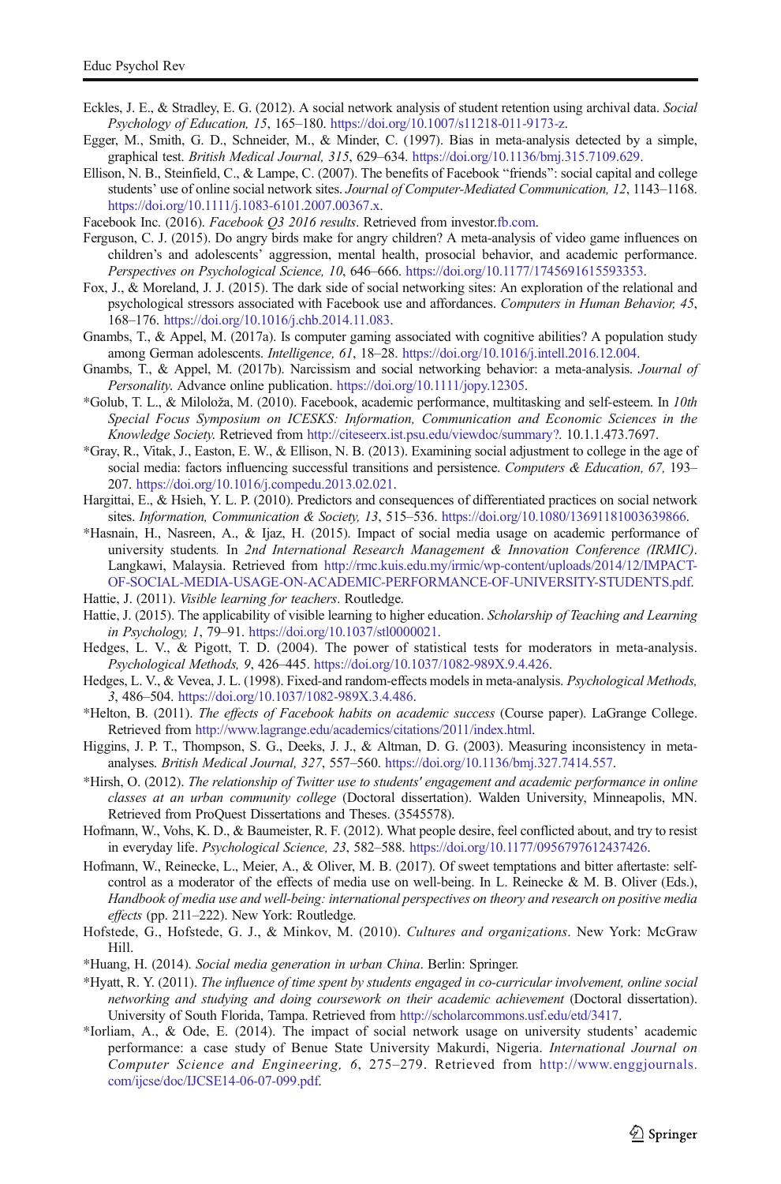Eckles, J. E., & Stradley, E. G. (2012). A social network analysis of student retention using archival data. *Social Psychology of Education, 15*, 165–180. https://doi.org/10.1007/s11218-011-9173-z.

Egger, M., Smith, G. D., Schneider, M., & Minder, C. (1997). Bias in meta-analysis detected by a simple, graphical test. *British Medical Journal, 315*, 629–634. https://doi.org/10.1136/bmj.315.7109.629.

Ellison, N. B., Steinfield, C., & Lampe, C. (2007). The benefits of Facebook "friends": social capital and college students' use of online social network sites. *Journal of Computer-Mediated Communication, 12*, 1143–1168. https://doi.org/10.1111/j.1083-6101.2007.00367.x.

Facebook Inc. (2016). *Facebook Q3 2016 results*. Retrieved from investor.fb.com.

Ferguson, C. J. (2015). Do angry birds make for angry children? A meta-analysis of video game influences on children's and adolescents' aggression, mental health, prosocial behavior, and academic performance. *Perspectives on Psychological Science, 10*, 646–666. https://doi.org/10.1177/1745691615593353.

Fox, J., & Moreland, J. J. (2015). The dark side of social networking sites: An exploration of the relational and psychological stressors associated with Facebook use and affordances. *Computers in Human Behavior, 45*, 168–176. https://doi.org/10.1016/j.chb.2014.11.083.

Gnambs, T., & Appel, M. (2017a). Is computer gaming associated with cognitive abilities? A population study among German adolescents. *Intelligence, 61*, 18–28. https://doi.org/10.1016/j.intell.2016.12.004.

Gnambs, T., & Appel, M. (2017b). Narcissism and social networking behavior: a meta-analysis. *Journal of Personality.* Advance online publication. https://doi.org/10.1111/jopy.12305.

*Golub, T. L., & Miloloža, M. (2010). Facebook, academic performance, multitasking and self-esteem. In *10th Special Focus Symposium on ICESKS: Information, Communication and Economic Sciences in the Knowledge Society.* Retrieved from http://citeseerx.ist.psu.edu/viewdoc/summary?. 10.1.1.473.7697.

*Gray, R., Vitak, J., Easton, E. W., & Ellison, N. B. (2013). Examining social adjustment to college in the age of social media: factors influencing successful transitions and persistence. *Computers & Education, 67*, 193–207. https://doi.org/10.1016/j.compedu.2013.02.021.

Hargittai, E., & Hsieh, Y. L. P. (2010). Predictors and consequences of differentiated practices on social network sites. *Information, Communication & Society, 13*, 515–536. https://doi.org/10.1080/13691181003639866.

*Hasnain, H., Nasreen, A., & Ijaz, H. (2015). Impact of social media usage on academic performance of university students. In *2nd International Research Management & Innovation Conference (IRMIC)*. Langkawi, Malaysia. Retrieved from http://rmc.kuis.edu.my/irmic/wp-content/uploads/2014/12/IMPACT-OF-SOCIAL-MEDIA-USAGE-ON-ACADEMIC-PERFORMANCE-OF-UNIVERSITY-STUDENTS.pdf.

Hattie, J. (2011). *Visible learning for teachers*. Routledge.

Hattie, J. (2015). The applicability of visible learning to higher education. *Scholarship of Teaching and Learning in Psychology, 1*, 79–91. https://doi.org/10.1037/stl0000021.

Hedges, L. V., & Pigott, T. D. (2004). The power of statistical tests for moderators in meta-analysis. *Psychological Methods, 9*, 426–445. https://doi.org/10.1037/1082-989X.9.4.426.

Hedges, L. V., & Vevea, J. L. (1998). Fixed-and random-effects models in meta-analysis. *Psychological Methods, 3*, 486–504. https://doi.org/10.1037/1082-989X.3.4.486.

*Helton, B. (2011). *The effects of Facebook habits on academic success* (Course paper). LaGrange College. Retrieved from http://www.lagrange.edu/academics/citations/2011/index.html.

Higgins, J. P. T., Thompson, S. G., Deeks, J. J., & Altman, D. G. (2003). Measuring inconsistency in meta-analyses. *British Medical Journal, 327*, 557–560. https://doi.org/10.1136/bmj.327.7414.557.

*Hirsh, O. (2012). *The relationship of Twitter use to students' engagement and academic performance in online classes at an urban community college* (Doctoral dissertation). Walden University, Minneapolis, MN. Retrieved from ProQuest Dissertations and Theses. (3545578).

Hofmann, W., Vohs, K. D., & Baumeister, R. F. (2012). What people desire, feel conflicted about, and try to resist in everyday life. *Psychological Science, 23*, 582–588. https://doi.org/10.1177/0956797612437426.

Hofmann, W., Reinecke, L., Meier, A., & Oliver, M. B. (2017). Of sweet temptations and bitter aftertaste: self-control as a moderator of the effects of media use on well-being. In L. Reinecke & M. B. Oliver (Eds.), *Handbook of media use and well-being: international perspectives on theory and research on positive media effects* (pp. 211–222). New York: Routledge.

Hofstede, G., Hofstede, G. J., & Minkov, M. (2010). *Cultures and organizations*. New York: McGraw Hill.

*Huang, H. (2014). *Social media generation in urban China*. Berlin: Springer.

*Hyatt, R. Y. (2011). *The influence of time spent by students engaged in co-curricular involvement, online social networking and studying and doing coursework on their academic achievement* (Doctoral dissertation). University of South Florida, Tampa. Retrieved from http://scholarcommons.usf.edu/etd/3417.

*Iorliam, A., & Ode, E. (2014). The impact of social network usage on university students' academic performance: a case study of Benue State University Makurdi, Nigeria. *International Journal on Computer Science and Engineering, 6*, 275–279. Retrieved from http://www.enggjournals.com/ijcse/doc/IJCSE14-06-07-099.pdf.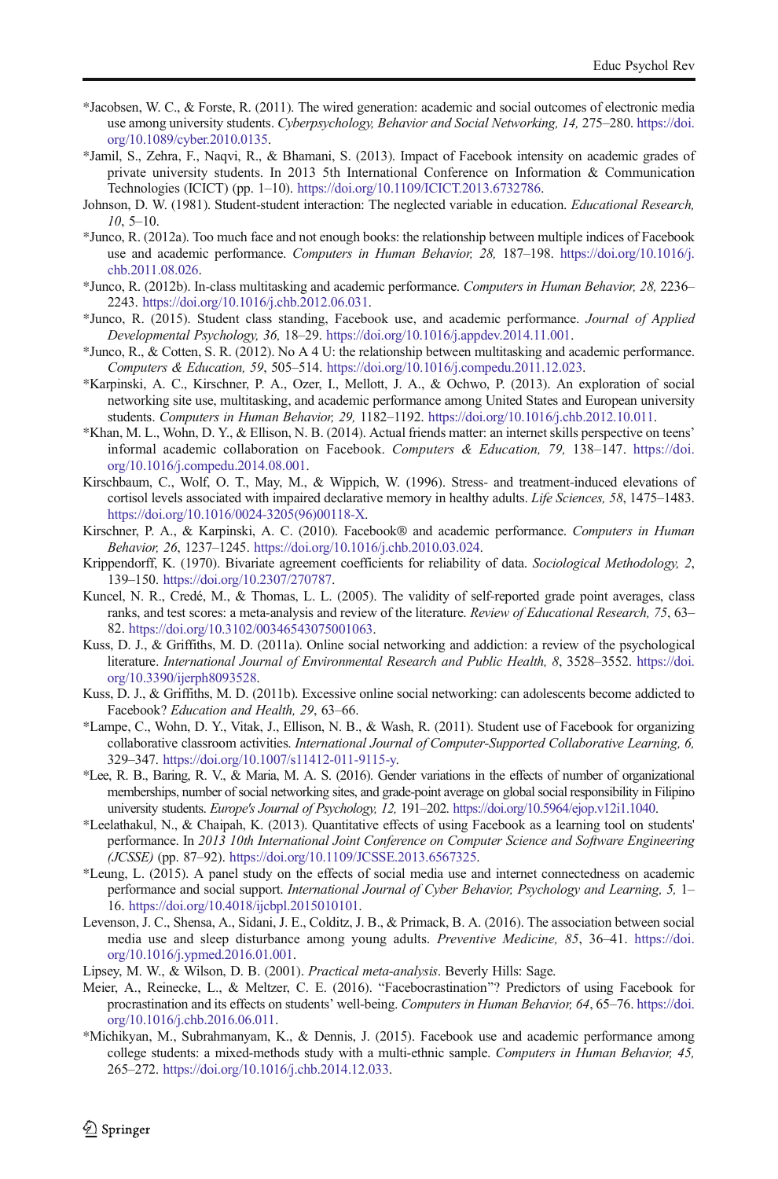*Jacobsen, W. C., & Forste, R. (2011). The wired generation: academic and social outcomes of electronic media use among university students. *Cyberpsychology, Behavior and Social Networking, 14,* 275–280. https://doi.org/10.1089/cyber.2010.0135.

*Jamil, S., Zehra, F., Naqvi, R., & Bhamani, S. (2013). Impact of Facebook intensity on academic grades of private university students. In 2013 5th International Conference on Information & Communication Technologies (ICICT) (pp. 1–10). https://doi.org/10.1109/ICICT.2013.6732786.

Johnson, D. W. (1981). Student-student interaction: The neglected variable in education. *Educational Research, 10*, 5–10.

*Junco, R. (2012a). Too much face and not enough books: the relationship between multiple indices of Facebook use and academic performance. *Computers in Human Behavior, 28,* 187–198. https://doi.org/10.1016/j.chb.2011.08.026.

*Junco, R. (2012b). In-class multitasking and academic performance. *Computers in Human Behavior, 28,* 2236–2243. https://doi.org/10.1016/j.chb.2012.06.031.

*Junco, R. (2015). Student class standing, Facebook use, and academic performance. *Journal of Applied Developmental Psychology, 36,* 18–29. https://doi.org/10.1016/j.appdev.2014.11.001.

*Junco, R., & Cotten, S. R. (2012). No A 4 U: the relationship between multitasking and academic performance. *Computers & Education, 59*, 505–514. https://doi.org/10.1016/j.compedu.2011.12.023.

*Karpinski, A. C., Kirschner, P. A., Ozer, I., Mellott, J. A., & Ochwo, P. (2013). An exploration of social networking site use, multitasking, and academic performance among United States and European university students. *Computers in Human Behavior, 29,* 1182–1192. https://doi.org/10.1016/j.chb.2012.10.011.

*Khan, M. L., Wohn, D. Y., & Ellison, N. B. (2014). Actual friends matter: an internet skills perspective on teens' informal academic collaboration on Facebook. *Computers & Education, 79,* 138–147. https://doi.org/10.1016/j.compedu.2014.08.001.

Kirschbaum, C., Wolf, O. T., May, M., & Wippich, W. (1996). Stress- and treatment-induced elevations of cortisol levels associated with impaired declarative memory in healthy adults. *Life Sciences, 58*, 1475–1483. https://doi.org/10.1016/0024-3205(96)00118-X.

Kirschner, P. A., & Karpinski, A. C. (2010). Facebook® and academic performance. *Computers in Human Behavior, 26*, 1237–1245. https://doi.org/10.1016/j.chb.2010.03.024.

Krippendorff, K. (1970). Bivariate agreement coefficients for reliability of data. *Sociological Methodology, 2*, 139–150. https://doi.org/10.2307/270787.

Kuncel, N. R., Credé, M., & Thomas, L. L. (2005). The validity of self-reported grade point averages, class ranks, and test scores: a meta-analysis and review of the literature. *Review of Educational Research, 75*, 63–82. https://doi.org/10.3102/00346543075001063.

Kuss, D. J., & Griffiths, M. D. (2011a). Online social networking and addiction: a review of the psychological literature. *International Journal of Environmental Research and Public Health, 8*, 3528–3552. https://doi.org/10.3390/ijerph8093528.

Kuss, D. J., & Griffiths, M. D. (2011b). Excessive online social networking: can adolescents become addicted to Facebook? *Education and Health, 29*, 63–66.

*Lampe, C., Wohn, D. Y., Vitak, J., Ellison, N. B., & Wash, R. (2011). Student use of Facebook for organizing collaborative classroom activities. *International Journal of Computer-Supported Collaborative Learning, 6,* 329–347. https://doi.org/10.1007/s11412-011-9115-y.

*Lee, R. B., Baring, R. V., & Maria, M. A. S. (2016). Gender variations in the effects of number of organizational memberships, number of social networking sites, and grade-point average on global social responsibility in Filipino university students. *Europe's Journal of Psychology, 12,* 191–202. https://doi.org/10.5964/ejop.v12i1.1040.

*Leelathakul, N., & Chaipah, K. (2013). Quantitative effects of using Facebook as a learning tool on students' performance. In *2013 10th International Joint Conference on Computer Science and Software Engineering (JCSSE)* (pp. 87–92). https://doi.org/10.1109/JCSSE.2013.6567325.

*Leung, L. (2015). A panel study on the effects of social media use and internet connectedness on academic performance and social support. *International Journal of Cyber Behavior, Psychology and Learning, 5,* 1–16. https://doi.org/10.4018/ijcbpl.2015010101.

Levenson, J. C., Shensa, A., Sidani, J. E., Colditz, J. B., & Primack, B. A. (2016). The association between social media use and sleep disturbance among young adults. *Preventive Medicine, 85*, 36–41. https://doi.org/10.1016/j.ypmed.2016.01.001.

Lipsey, M. W., & Wilson, D. B. (2001). *Practical meta-analysis*. Beverly Hills: Sage.

Meier, A., Reinecke, L., & Meltzer, C. E. (2016). "Facebocrastination"? Predictors of using Facebook for procrastination and its effects on students' well-being. *Computers in Human Behavior, 64*, 65–76. https://doi.org/10.1016/j.chb.2016.06.011.

*Michikyan, M., Subrahmanyam, K., & Dennis, J. (2015). Facebook use and academic performance among college students: a mixed-methods study with a multi-ethnic sample. *Computers in Human Behavior, 45,* 265–272. https://doi.org/10.1016/j.chb.2014.12.033.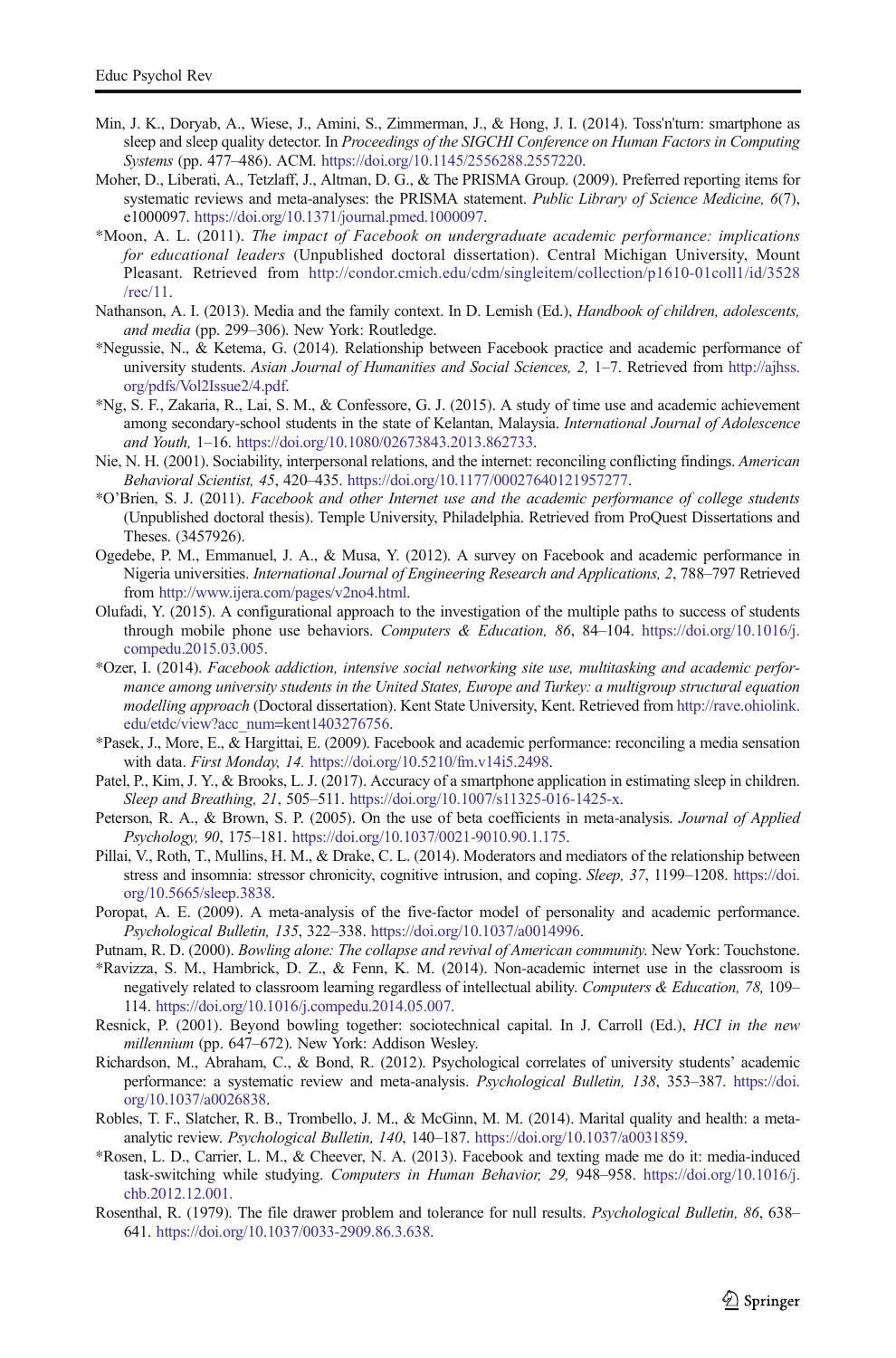Min, J. K., Doryab, A., Wiese, J., Amini, S., Zimmerman, J., & Hong, J. I. (2014). Toss'n'turn: smartphone as sleep and sleep quality detector. In *Proceedings of the SIGCHI Conference on Human Factors in Computing Systems* (pp. 477–486). ACM. https://doi.org/10.1145/2556288.2557220.

Moher, D., Liberati, A., Tetzlaff, J., Altman, D. G., & The PRISMA Group. (2009). Preferred reporting items for systematic reviews and meta-analyses: the PRISMA statement. *Public Library of Science Medicine, 6*(7), e1000097. https://doi.org/10.1371/journal.pmed.1000097.

*Moon, A. L. (2011). *The impact of Facebook on undergraduate academic performance: implications for educational leaders* (Unpublished doctoral dissertation). Central Michigan University, Mount Pleasant. Retrieved from http://condor.cmich.edu/cdm/singleitem/collection/p1610-01coll1/id/3528/rec/11.

Nathanson, A. I. (2013). Media and the family context. In D. Lemish (Ed.), *Handbook of children, adolescents, and media* (pp. 299–306). New York: Routledge.

*Negussie, N., & Ketema, G. (2014). Relationship between Facebook practice and academic performance of university students. *Asian Journal of Humanities and Social Sciences, 2,* 1–7. Retrieved from http://ajhss.org/pdfs/Vol2Issue2/4.pdf.

*Ng, S. F., Zakaria, R., Lai, S. M., & Confessore, G. J. (2015). A study of time use and academic achievement among secondary-school students in the state of Kelantan, Malaysia. *International Journal of Adolescence and Youth,* 1–16. https://doi.org/10.1080/02673843.2013.862733.

Nie, N. H. (2001). Sociability, interpersonal relations, and the internet: reconciling conflicting findings. *American Behavioral Scientist, 45*, 420–435. https://doi.org/10.1177/00027640121957277.

*O'Brien, S. J. (2011). *Facebook and other Internet use and the academic performance of college students* (Unpublished doctoral thesis). Temple University, Philadelphia. Retrieved from ProQuest Dissertations and Theses. (3457926).

Ogedebe, P. M., Emmanuel, J. A., & Musa, Y. (2012). A survey on Facebook and academic performance in Nigeria universities. *International Journal of Engineering Research and Applications, 2*, 788–797 Retrieved from http://www.ijera.com/pages/v2no4.html.

Olufadi, Y. (2015). A configurational approach to the investigation of the multiple paths to success of students through mobile phone use behaviors. *Computers & Education, 86*, 84–104. https://doi.org/10.1016/j.compedu.2015.03.005.

*Ozer, I. (2014). *Facebook addiction, intensive social networking site use, multitasking and academic performance among university students in the United States, Europe and Turkey: a multigroup structural equation modelling approach* (Doctoral dissertation). Kent State University, Kent. Retrieved from http://rave.ohiolink.edu/etdc/view?acc_num=kent1403276756.

*Pasek, J., More, E., & Hargittai, E. (2009). Facebook and academic performance: reconciling a media sensation with data. *First Monday, 14.* https://doi.org/10.5210/fm.v14i5.2498.

Patel, P., Kim, J. Y., & Brooks, L. J. (2017). Accuracy of a smartphone application in estimating sleep in children. *Sleep and Breathing, 21*, 505–511. https://doi.org/10.1007/s11325-016-1425-x.

Peterson, R. A., & Brown, S. P. (2005). On the use of beta coefficients in meta-analysis. *Journal of Applied Psychology, 90*, 175–181. https://doi.org/10.1037/0021-9010.90.1.175.

Pillai, V., Roth, T., Mullins, H. M., & Drake, C. L. (2014). Moderators and mediators of the relationship between stress and insomnia: stressor chronicity, cognitive intrusion, and coping. *Sleep, 37*, 1199–1208. https://doi.org/10.5665/sleep.3838.

Poropat, A. E. (2009). A meta-analysis of the five-factor model of personality and academic performance. *Psychological Bulletin, 135*, 322–338. https://doi.org/10.1037/a0014996.

Putnam, R. D. (2000). *Bowling alone: The collapse and revival of American community.* New York: Touchstone.

*Ravizza, S. M., Hambrick, D. Z., & Fenn, K. M. (2014). Non-academic internet use in the classroom is negatively related to classroom learning regardless of intellectual ability. *Computers & Education, 78,* 109–114. https://doi.org/10.1016/j.compedu.2014.05.007.

Resnick, P. (2001). Beyond bowling together: sociotechnical capital. In J. Carroll (Ed.), *HCI in the new millennium* (pp. 647–672). New York: Addison Wesley.

Richardson, M., Abraham, C., & Bond, R. (2012). Psychological correlates of university students' academic performance: a systematic review and meta-analysis. *Psychological Bulletin, 138*, 353–387. https://doi.org/10.1037/a0026838.

Robles, T. F., Slatcher, R. B., Trombello, J. M., & McGinn, M. M. (2014). Marital quality and health: a meta-analytic review. *Psychological Bulletin, 140*, 140–187. https://doi.org/10.1037/a0031859.

*Rosen, L. D., Carrier, L. M., & Cheever, N. A. (2013). Facebook and texting made me do it: media-induced task-switching while studying. *Computers in Human Behavior, 29,* 948–958. https://doi.org/10.1016/j.chb.2012.12.001.

Rosenthal, R. (1979). The file drawer problem and tolerance for null results. *Psychological Bulletin, 86*, 638–641. https://doi.org/10.1037/0033-2909.86.3.638.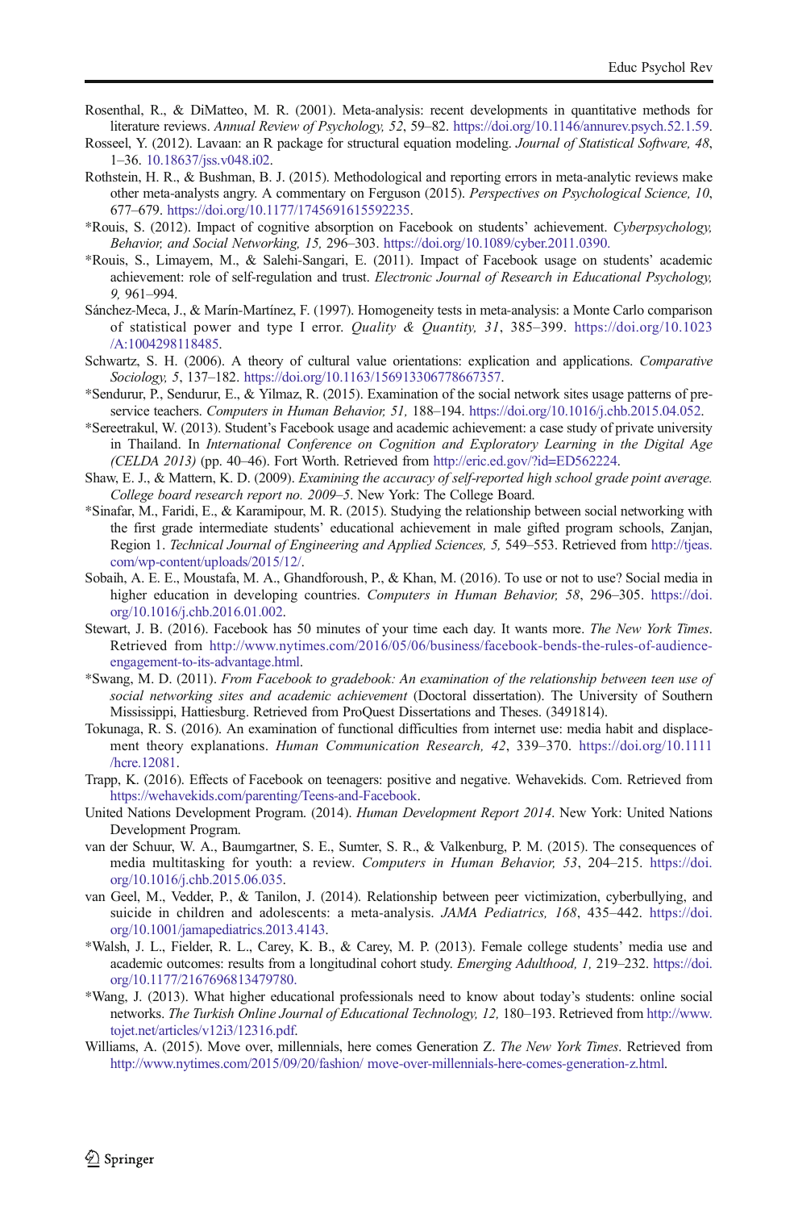Rosenthal, R., & DiMatteo, M. R. (2001). Meta-analysis: recent developments in quantitative methods for literature reviews. *Annual Review of Psychology, 52*, 59–82. https://doi.org/10.1146/annurev.psych.52.1.59.

Rosseel, Y. (2012). Lavaan: an R package for structural equation modeling. *Journal of Statistical Software, 48*, 1–36. 10.18637/jss.v048.i02.

Rothstein, H. R., & Bushman, B. J. (2015). Methodological and reporting errors in meta-analytic reviews make other meta-analysts angry. A commentary on Ferguson (2015). *Perspectives on Psychological Science, 10*, 677–679. https://doi.org/10.1177/1745691615592235.

*Rouis, S. (2012). Impact of cognitive absorption on Facebook on students' achievement. *Cyberpsychology, Behavior, and Social Networking, 15,* 296–303. https://doi.org/10.1089/cyber.2011.0390.

*Rouis, S., Limayem, M., & Salehi-Sangari, E. (2011). Impact of Facebook usage on students' academic achievement: role of self-regulation and trust. *Electronic Journal of Research in Educational Psychology, 9,* 961–994.

Sánchez-Meca, J., & Marín-Martínez, F. (1997). Homogeneity tests in meta-analysis: a Monte Carlo comparison of statistical power and type I error. *Quality & Quantity, 31*, 385–399. https://doi.org/10.1023/A:1004298118485.

Schwartz, S. H. (2006). A theory of cultural value orientations: explication and applications. *Comparative Sociology, 5*, 137–182. https://doi.org/10.1163/156913306778667357.

*Sendurur, P., Sendurur, E., & Yilmaz, R. (2015). Examination of the social network sites usage patterns of pre-service teachers. *Computers in Human Behavior, 51,* 188–194. https://doi.org/10.1016/j.chb.2015.04.052.

*Sereetrakul, W. (2013). Student's Facebook usage and academic achievement: a case study of private university in Thailand. In *International Conference on Cognition and Exploratory Learning in the Digital Age (CELDA 2013)* (pp. 40–46). Fort Worth. Retrieved from http://eric.ed.gov/?id=ED562224.

Shaw, E. J., & Mattern, K. D. (2009). *Examining the accuracy of self-reported high school grade point average. College board research report no. 2009–5*. New York: The College Board.

*Sinafar, M., Faridi, E., & Karamipour, M. R. (2015). Studying the relationship between social networking with the first grade intermediate students' educational achievement in male gifted program schools, Zanjan, Region 1. *Technical Journal of Engineering and Applied Sciences, 5,* 549–553. Retrieved from http://tjeas.com/wp-content/uploads/2015/12/.

Sobaih, A. E. E., Moustafa, M. A., Ghandforoush, P., & Khan, M. (2016). To use or not to use? Social media in higher education in developing countries. *Computers in Human Behavior, 58*, 296–305. https://doi.org/10.1016/j.chb.2016.01.002.

Stewart, J. B. (2016). Facebook has 50 minutes of your time each day. It wants more. *The New York Times*. Retrieved from http://www.nytimes.com/2016/05/06/business/facebook-bends-the-rules-of-audience-engagement-to-its-advantage.html.

*Swang, M. D. (2011). *From Facebook to gradebook: An examination of the relationship between teen use of social networking sites and academic achievement* (Doctoral dissertation). The University of Southern Mississippi, Hattiesburg. Retrieved from ProQuest Dissertations and Theses. (3491814).

Tokunaga, R. S. (2016). An examination of functional difficulties from internet use: media habit and displacement theory explanations. *Human Communication Research, 42*, 339–370. https://doi.org/10.1111/hcre.12081.

Trapp, K. (2016). Effects of Facebook on teenagers: positive and negative. Wehavekids. Com. Retrieved from https://wehavekids.com/parenting/Teens-and-Facebook.

United Nations Development Program. (2014). *Human Development Report 2014*. New York: United Nations Development Program.

van der Schuur, W. A., Baumgartner, S. E., Sumter, S. R., & Valkenburg, P. M. (2015). The consequences of media multitasking for youth: a review. *Computers in Human Behavior, 53*, 204–215. https://doi.org/10.1016/j.chb.2015.06.035.

van Geel, M., Vedder, P., & Tanilon, J. (2014). Relationship between peer victimization, cyberbullying, and suicide in children and adolescents: a meta-analysis. *JAMA Pediatrics, 168*, 435–442. https://doi.org/10.1001/jamapediatrics.2013.4143.

*Walsh, J. L., Fielder, R. L., Carey, K. B., & Carey, M. P. (2013). Female college students' media use and academic outcomes: results from a longitudinal cohort study. *Emerging Adulthood, 1,* 219–232. https://doi.org/10.1177/2167696813479780.

*Wang, J. (2013). What higher educational professionals need to know about today's students: online social networks. *The Turkish Online Journal of Educational Technology, 12,* 180–193. Retrieved from http://www.tojet.net/articles/v12i3/12316.pdf.

Williams, A. (2015). Move over, millennials, here comes Generation Z. *The New York Times*. Retrieved from http://www.nytimes.com/2015/09/20/fashion/ move-over-millennials-here-comes-generation-z.html.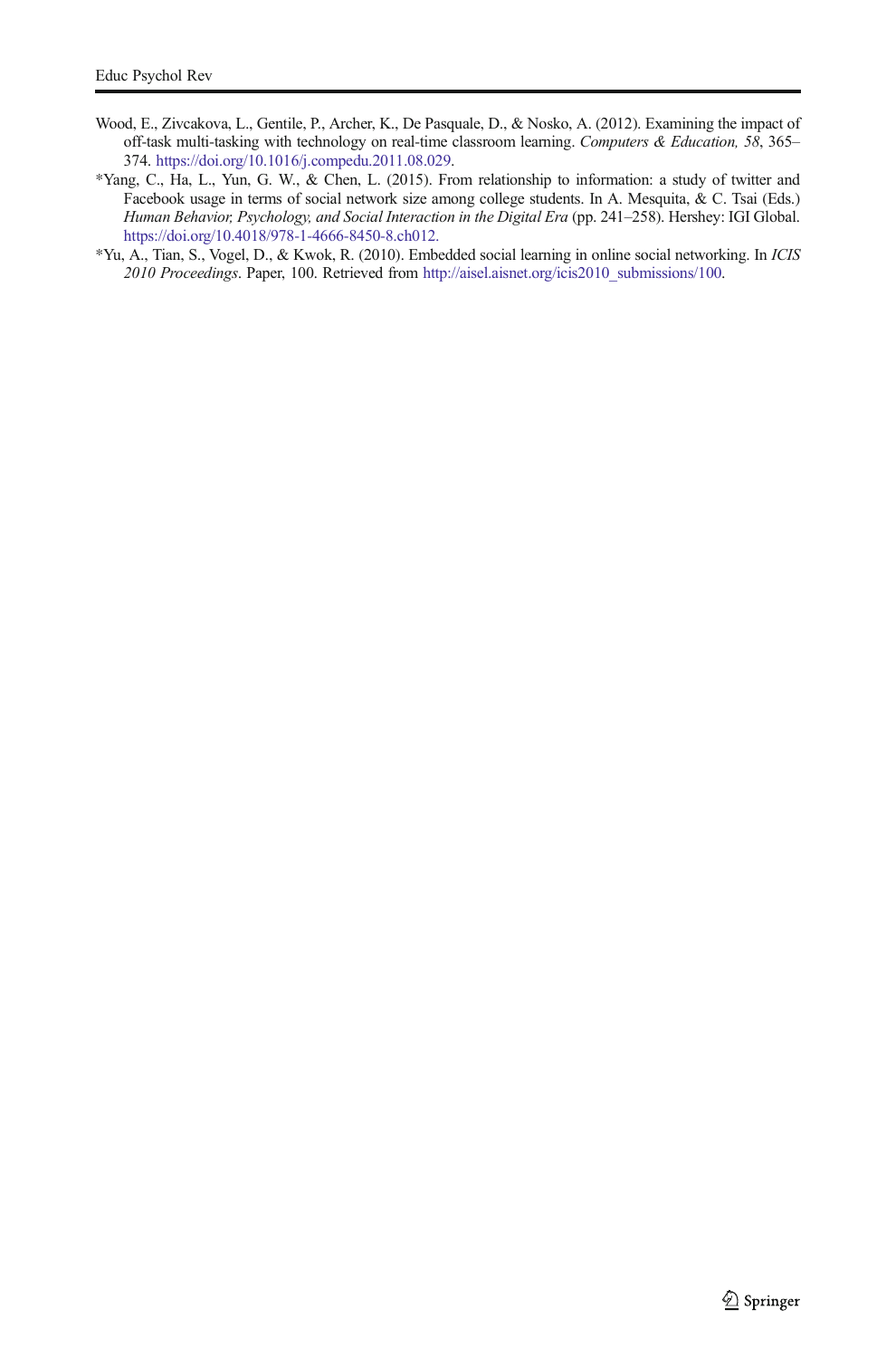Wood, E., Zivcakova, L., Gentile, P., Archer, K., De Pasquale, D., & Nosko, A. (2012). Examining the impact of off-task multi-tasking with technology on real-time classroom learning. *Computers & Education, 58*, 365–374. https://doi.org/10.1016/j.compedu.2011.08.029.

*Yang, C., Ha, L., Yun, G. W., & Chen, L. (2015). From relationship to information: a study of twitter and Facebook usage in terms of social network size among college students. In A. Mesquita, & C. Tsai (Eds.) *Human Behavior, Psychology, and Social Interaction in the Digital Era* (pp. 241–258). Hershey: IGI Global. https://doi.org/10.4018/978-1-4666-8450-8.ch012.

*Yu, A., Tian, S., Vogel, D., & Kwok, R. (2010). Embedded social learning in online social networking. In *ICIS 2010 Proceedings*. Paper, 100. Retrieved from http://aisel.aisnet.org/icis2010_submissions/100.